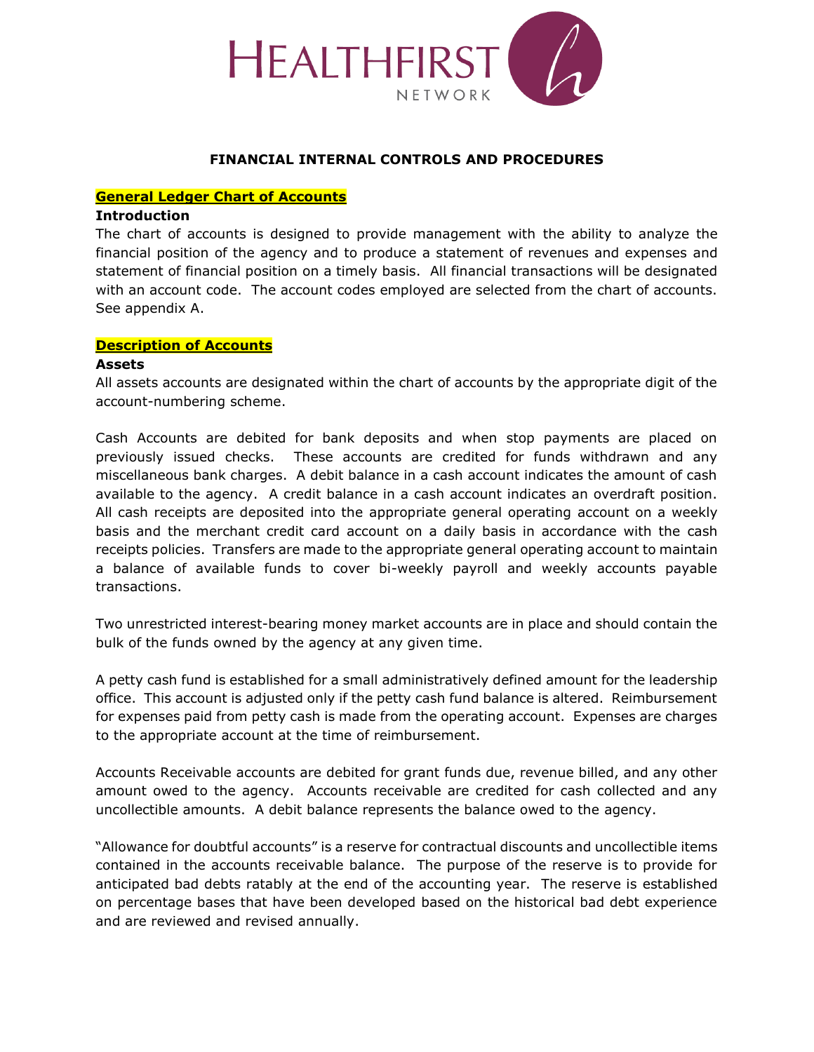HEALTHFIRST NETWORK

# FINANCIAL INTERNAL CONTROLS AND PROCEDURES

## General Ledger Chart of Accounts

### Introduction

The chart of accounts is designed to provide management with the ability to analyze the financial position of the agency and to produce a statement of revenues and expenses and statement of financial position on a timely basis. All financial transactions will be designated with an account code. The account codes employed are selected from the chart of accounts. See appendix A.

## Description of Accounts

### Assets

All assets accounts are designated within the chart of accounts by the appropriate digit of the account-numbering scheme.

Cash Accounts are debited for bank deposits and when stop payments are placed on previously issued checks. These accounts are credited for funds withdrawn and any miscellaneous bank charges. A debit balance in a cash account indicates the amount of cash available to the agency. A credit balance in a cash account indicates an overdraft position. All cash receipts are deposited into the appropriate general operating account on a weekly basis and the merchant credit card account on a daily basis in accordance with the cash receipts policies. Transfers are made to the appropriate general operating account to maintain a balance of available funds to cover bi-weekly payroll and weekly accounts payable transactions.

Two unrestricted interest-bearing money market accounts are in place and should contain the bulk of the funds owned by the agency at any given time.

A petty cash fund is established for a small administratively defined amount for the leadership office. This account is adjusted only if the petty cash fund balance is altered. Reimbursement for expenses paid from petty cash is made from the operating account. Expenses are charges to the appropriate account at the time of reimbursement.

Accounts Receivable accounts are debited for grant funds due, revenue billed, and any other amount owed to the agency. Accounts receivable are credited for cash collected and any uncollectible amounts. A debit balance represents the balance owed to the agency.

"Allowance for doubtful accounts" is a reserve for contractual discounts and uncollectible items contained in the accounts receivable balance. The purpose of the reserve is to provide for anticipated bad debts ratably at the end of the accounting year. The reserve is established on percentage bases that have been developed based on the historical bad debt experience and are reviewed and revised annually.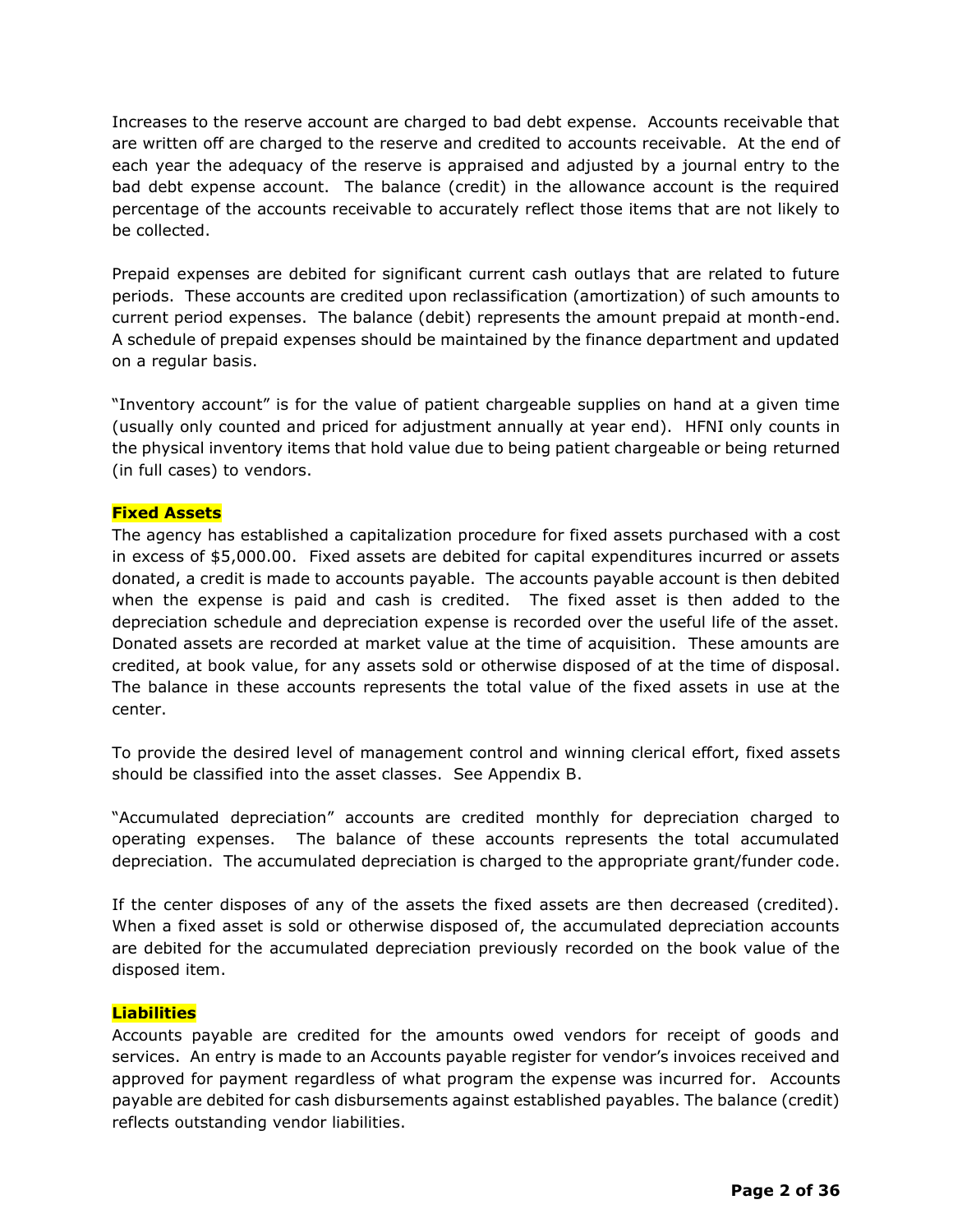Increases to the reserve account are charged to bad debt expense. Accounts receivable that are written off are charged to the reserve and credited to accounts receivable. At the end of each year the adequacy of the reserve is appraised and adjusted by a journal entry to the bad debt expense account. The balance (credit) in the allowance account is the required percentage of the accounts receivable to accurately reflect those items that are not likely to be collected.

Prepaid expenses are debited for significant current cash outlays that are related to future periods. These accounts are credited upon reclassification (amortization) of such amounts to current period expenses. The balance (debit) represents the amount prepaid at month-end. A schedule of prepaid expenses should be maintained by the finance department and updated on a regular basis.

"Inventory account" is for the value of patient chargeable supplies on hand at a given time (usually only counted and priced for adjustment annually at year end). HFNI only counts in the physical inventory items that hold value due to being patient chargeable or being returned (in full cases) to vendors.

**Fixed Assets**

The agency has established a capitalization procedure for fixed assets purchased with a cost in excess of $5,000.00. Fixed assets are debited for capital expenditures incurred or assets donated, a credit is made to accounts payable. The accounts payable account is then debited when the expense is paid and cash is credited. The fixed asset is then added to the depreciation schedule and depreciation expense is recorded over the useful life of the asset. Donated assets are recorded at market value at the time of acquisition. These amounts are credited, at book value, for any assets sold or otherwise disposed of at the time of disposal. The balance in these accounts represents the total value of the fixed assets in use at the center.

To provide the desired level of management control and winning clerical effort, fixed assets should be classified into the asset classes. See Appendix B.

"Accumulated depreciation" accounts are credited monthly for depreciation charged to operating expenses. The balance of these accounts represents the total accumulated depreciation. The accumulated depreciation is charged to the appropriate grant/funder code.

If the center disposes of any of the assets the fixed assets are then decreased (credited). When a fixed asset is sold or otherwise disposed of, the accumulated depreciation accounts are debited for the accumulated depreciation previously recorded on the book value of the disposed item.

**Liabilities**

Accounts payable are credited for the amounts owed vendors for receipt of goods and services. An entry is made to an Accounts payable register for vendor's invoices received and approved for payment regardless of what program the expense was incurred for. Accounts payable are debited for cash disbursements against established payables. The balance (credit) reflects outstanding vendor liabilities.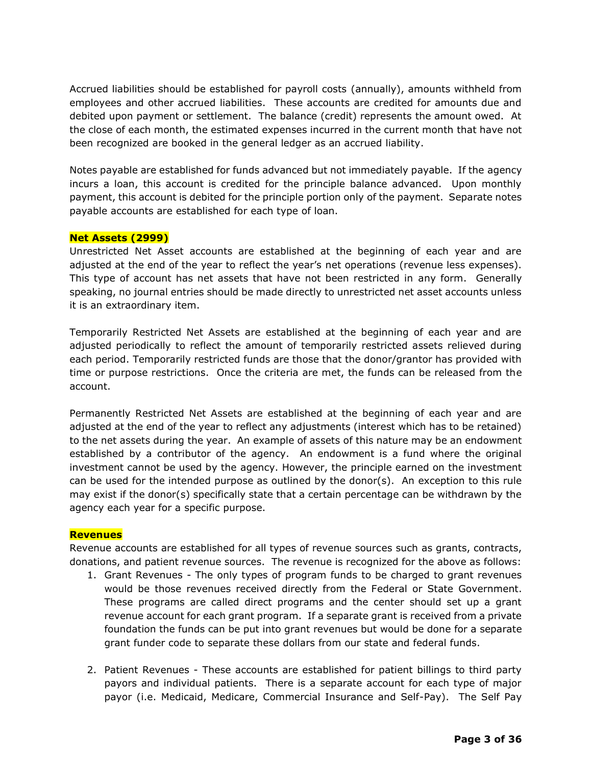Accrued liabilities should be established for payroll costs (annually), amounts withheld from employees and other accrued liabilities. These accounts are credited for amounts due and debited upon payment or settlement. The balance (credit) represents the amount owed. At the close of each month, the estimated expenses incurred in the current month that have not been recognized are booked in the general ledger as an accrued liability.

Notes payable are established for funds advanced but not immediately payable. If the agency incurs a loan, this account is credited for the principle balance advanced. Upon monthly payment, this account is debited for the principle portion only of the payment. Separate notes payable accounts are established for each type of loan.

**Net Assets (2999)**

Unrestricted Net Asset accounts are established at the beginning of each year and are adjusted at the end of the year to reflect the year's net operations (revenue less expenses). This type of account has net assets that have not been restricted in any form. Generally speaking, no journal entries should be made directly to unrestricted net asset accounts unless it is an extraordinary item.

Temporarily Restricted Net Assets are established at the beginning of each year and are adjusted periodically to reflect the amount of temporarily restricted assets relieved during each period. Temporarily restricted funds are those that the donor/grantor has provided with time or purpose restrictions. Once the criteria are met, the funds can be released from the account.

Permanently Restricted Net Assets are established at the beginning of each year and are adjusted at the end of the year to reflect any adjustments (interest which has to be retained) to the net assets during the year. An example of assets of this nature may be an endowment established by a contributor of the agency. An endowment is a fund where the original investment cannot be used by the agency. However, the principle earned on the investment can be used for the intended purpose as outlined by the donor(s). An exception to this rule may exist if the donor(s) specifically state that a certain percentage can be withdrawn by the agency each year for a specific purpose.

**Revenues**

Revenue accounts are established for all types of revenue sources such as grants, contracts, donations, and patient revenue sources. The revenue is recognized for the above as follows:

1. Grant Revenues - The only types of program funds to be charged to grant revenues would be those revenues received directly from the Federal or State Government. These programs are called direct programs and the center should set up a grant revenue account for each grant program. If a separate grant is received from a private foundation the funds can be put into grant revenues but would be done for a separate grant funder code to separate these dollars from our state and federal funds.

2. Patient Revenues - These accounts are established for patient billings to third party payors and individual patients. There is a separate account for each type of major payor (i.e. Medicaid, Medicare, Commercial Insurance and Self-Pay). The Self Pay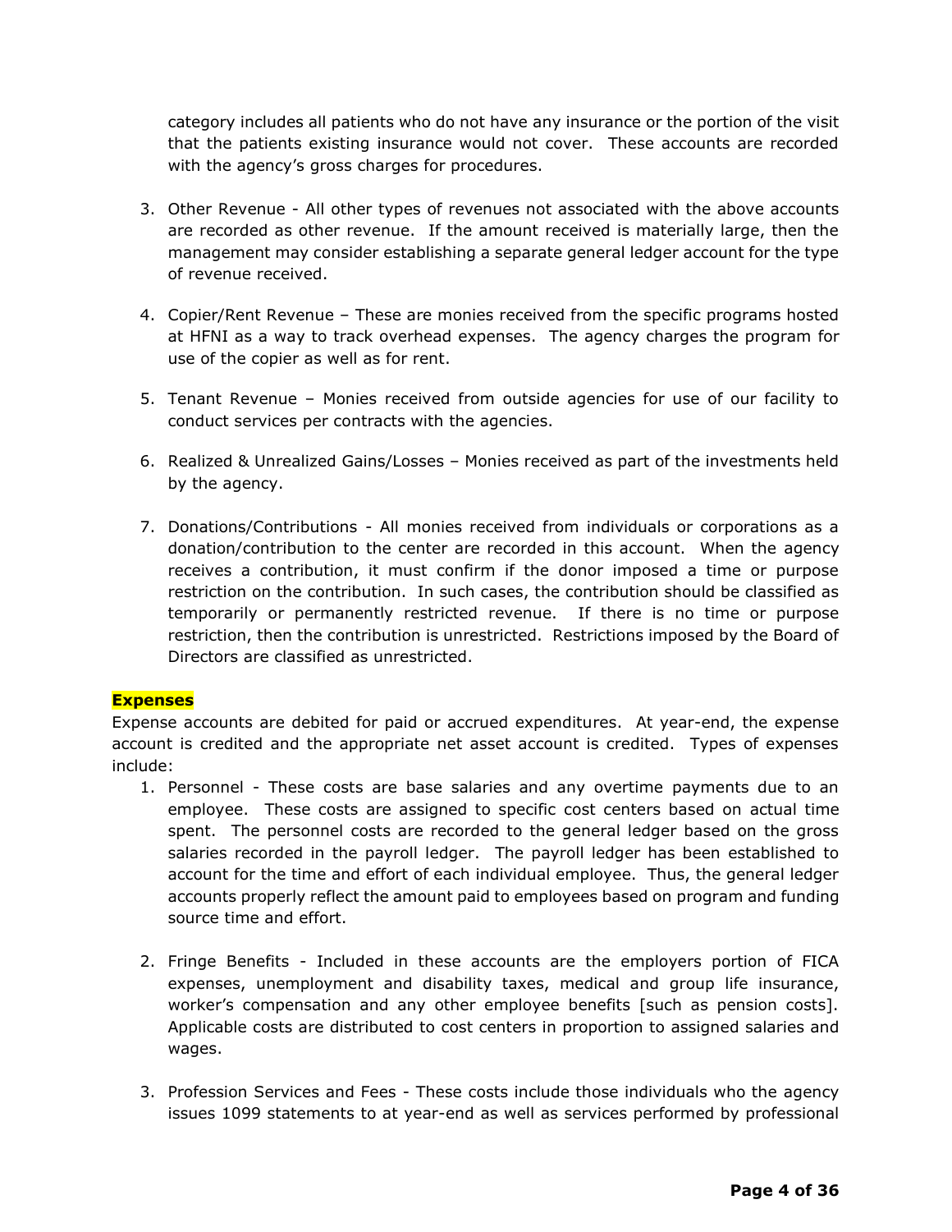category includes all patients who do not have any insurance or the portion of the visit that the patients existing insurance would not cover. These accounts are recorded with the agency's gross charges for procedures.

3. Other Revenue - All other types of revenues not associated with the above accounts are recorded as other revenue. If the amount received is materially large, then the management may consider establishing a separate general ledger account for the type of revenue received.

4. Copier/Rent Revenue – These are monies received from the specific programs hosted at HFNI as a way to track overhead expenses. The agency charges the program for use of the copier as well as for rent.

5. Tenant Revenue – Monies received from outside agencies for use of our facility to conduct services per contracts with the agencies.

6. Realized & Unrealized Gains/Losses – Monies received as part of the investments held by the agency.

7. Donations/Contributions - All monies received from individuals or corporations as a donation/contribution to the center are recorded in this account. When the agency receives a contribution, it must confirm if the donor imposed a time or purpose restriction on the contribution. In such cases, the contribution should be classified as temporarily or permanently restricted revenue. If there is no time or purpose restriction, then the contribution is unrestricted. Restrictions imposed by the Board of Directors are classified as unrestricted.

**Expenses**

Expense accounts are debited for paid or accrued expenditures. At year-end, the expense account is credited and the appropriate net asset account is credited. Types of expenses include:

1. Personnel - These costs are base salaries and any overtime payments due to an employee. These costs are assigned to specific cost centers based on actual time spent. The personnel costs are recorded to the general ledger based on the gross salaries recorded in the payroll ledger. The payroll ledger has been established to account for the time and effort of each individual employee. Thus, the general ledger accounts properly reflect the amount paid to employees based on program and funding source time and effort.

2. Fringe Benefits - Included in these accounts are the employers portion of FICA expenses, unemployment and disability taxes, medical and group life insurance, worker's compensation and any other employee benefits [such as pension costs]. Applicable costs are distributed to cost centers in proportion to assigned salaries and wages.

3. Profession Services and Fees - These costs include those individuals who the agency issues 1099 statements to at year-end as well as services performed by professional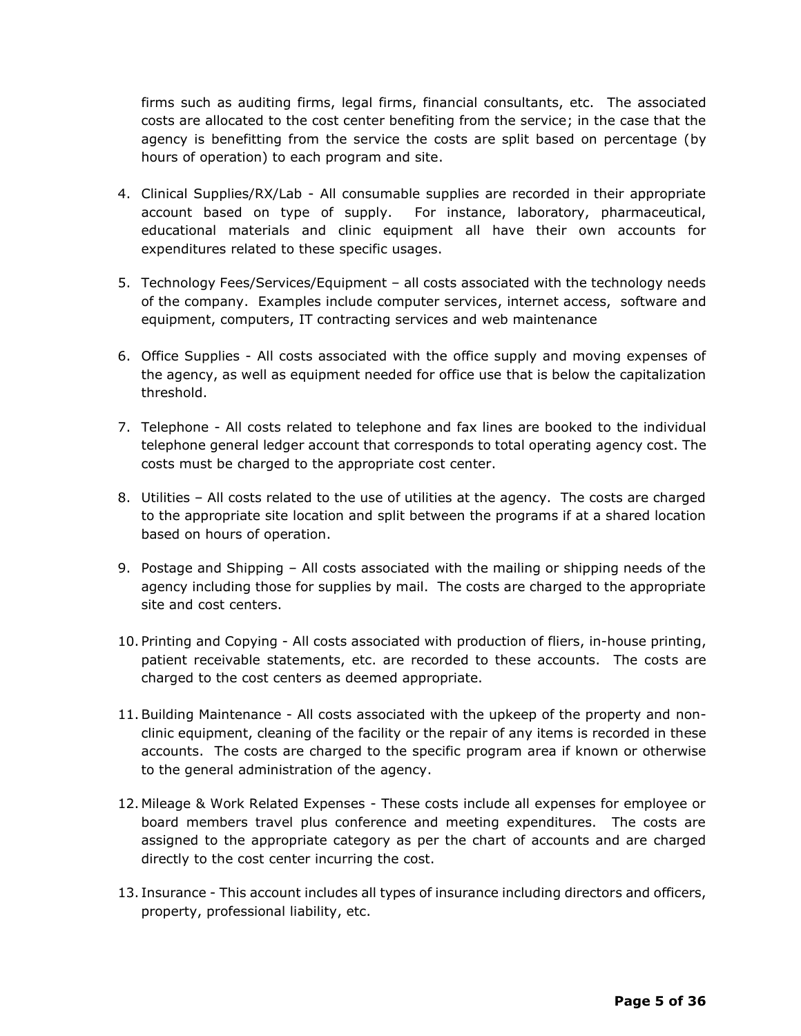firms such as auditing firms, legal firms, financial consultants, etc. The associated costs are allocated to the cost center benefiting from the service; in the case that the agency is benefitting from the service the costs are split based on percentage (by hours of operation) to each program and site.

4. Clinical Supplies/RX/Lab - All consumable supplies are recorded in their appropriate account based on type of supply. For instance, laboratory, pharmaceutical, educational materials and clinic equipment all have their own accounts for expenditures related to these specific usages.

5. Technology Fees/Services/Equipment – all costs associated with the technology needs of the company. Examples include computer services, internet access, software and equipment, computers, IT contracting services and web maintenance

6. Office Supplies - All costs associated with the office supply and moving expenses of the agency, as well as equipment needed for office use that is below the capitalization threshold.

7. Telephone - All costs related to telephone and fax lines are booked to the individual telephone general ledger account that corresponds to total operating agency cost. The costs must be charged to the appropriate cost center.

8. Utilities – All costs related to the use of utilities at the agency. The costs are charged to the appropriate site location and split between the programs if at a shared location based on hours of operation.

9. Postage and Shipping – All costs associated with the mailing or shipping needs of the agency including those for supplies by mail. The costs are charged to the appropriate site and cost centers.

10. Printing and Copying - All costs associated with production of fliers, in-house printing, patient receivable statements, etc. are recorded to these accounts. The costs are charged to the cost centers as deemed appropriate.

11. Building Maintenance - All costs associated with the upkeep of the property and non-clinic equipment, cleaning of the facility or the repair of any items is recorded in these accounts. The costs are charged to the specific program area if known or otherwise to the general administration of the agency.

12. Mileage & Work Related Expenses - These costs include all expenses for employee or board members travel plus conference and meeting expenditures. The costs are assigned to the appropriate category as per the chart of accounts and are charged directly to the cost center incurring the cost.

13. Insurance - This account includes all types of insurance including directors and officers, property, professional liability, etc.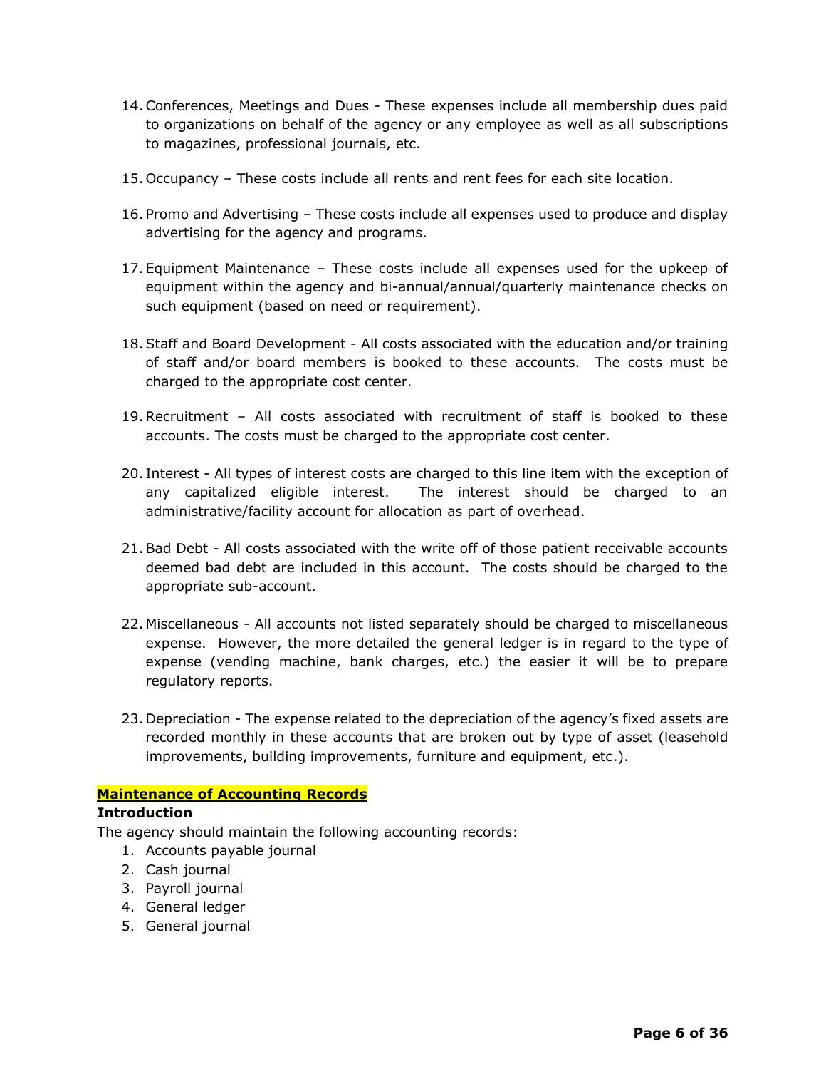14. Conferences, Meetings and Dues - These expenses include all membership dues paid to organizations on behalf of the agency or any employee as well as all subscriptions to magazines, professional journals, etc.

15. Occupancy – These costs include all rents and rent fees for each site location.

16. Promo and Advertising – These costs include all expenses used to produce and display advertising for the agency and programs.

17. Equipment Maintenance – These costs include all expenses used for the upkeep of equipment within the agency and bi-annual/annual/quarterly maintenance checks on such equipment (based on need or requirement).

18. Staff and Board Development - All costs associated with the education and/or training of staff and/or board members is booked to these accounts. The costs must be charged to the appropriate cost center.

19. Recruitment – All costs associated with recruitment of staff is booked to these accounts. The costs must be charged to the appropriate cost center.

20. Interest - All types of interest costs are charged to this line item with the exception of any capitalized eligible interest. The interest should be charged to an administrative/facility account for allocation as part of overhead.

21. Bad Debt - All costs associated with the write off of those patient receivable accounts deemed bad debt are included in this account. The costs should be charged to the appropriate sub-account.

22. Miscellaneous - All accounts not listed separately should be charged to miscellaneous expense. However, the more detailed the general ledger is in regard to the type of expense (vending machine, bank charges, etc.) the easier it will be to prepare regulatory reports.

23. Depreciation - The expense related to the depreciation of the agency's fixed assets are recorded monthly in these accounts that are broken out by type of asset (leasehold improvements, building improvements, furniture and equipment, etc.).

## Maintenance of Accounting Records

### Introduction

The agency should maintain the following accounting records:

1. Accounts payable journal
2. Cash journal
3. Payroll journal
4. General ledger
5. General journal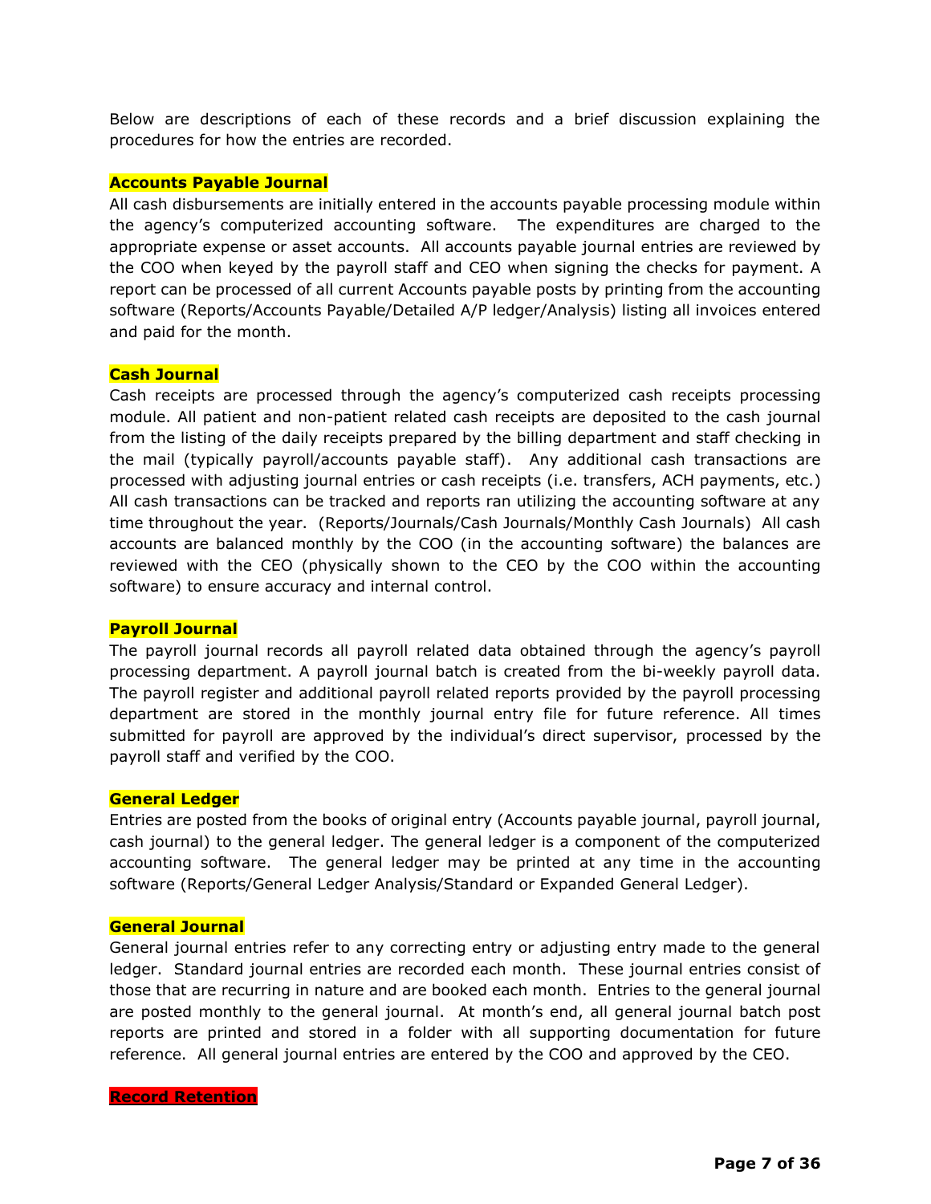Below are descriptions of each of these records and a brief discussion explaining the procedures for how the entries are recorded.

## Accounts Payable Journal

All cash disbursements are initially entered in the accounts payable processing module within the agency's computerized accounting software. The expenditures are charged to the appropriate expense or asset accounts. All accounts payable journal entries are reviewed by the COO when keyed by the payroll staff and CEO when signing the checks for payment. A report can be processed of all current Accounts payable posts by printing from the accounting software (Reports/Accounts Payable/Detailed A/P ledger/Analysis) listing all invoices entered and paid for the month.

## Cash Journal

Cash receipts are processed through the agency's computerized cash receipts processing module. All patient and non-patient related cash receipts are deposited to the cash journal from the listing of the daily receipts prepared by the billing department and staff checking in the mail (typically payroll/accounts payable staff). Any additional cash transactions are processed with adjusting journal entries or cash receipts (i.e. transfers, ACH payments, etc.) All cash transactions can be tracked and reports ran utilizing the accounting software at any time throughout the year. (Reports/Journals/Cash Journals/Monthly Cash Journals) All cash accounts are balanced monthly by the COO (in the accounting software) the balances are reviewed with the CEO (physically shown to the CEO by the COO within the accounting software) to ensure accuracy and internal control.

## Payroll Journal

The payroll journal records all payroll related data obtained through the agency's payroll processing department. A payroll journal batch is created from the bi-weekly payroll data. The payroll register and additional payroll related reports provided by the payroll processing department are stored in the monthly journal entry file for future reference. All times submitted for payroll are approved by the individual's direct supervisor, processed by the payroll staff and verified by the COO.

## General Ledger

Entries are posted from the books of original entry (Accounts payable journal, payroll journal, cash journal) to the general ledger. The general ledger is a component of the computerized accounting software. The general ledger may be printed at any time in the accounting software (Reports/General Ledger Analysis/Standard or Expanded General Ledger).

## General Journal

General journal entries refer to any correcting entry or adjusting entry made to the general ledger. Standard journal entries are recorded each month. These journal entries consist of those that are recurring in nature and are booked each month. Entries to the general journal are posted monthly to the general journal. At month's end, all general journal batch post reports are printed and stored in a folder with all supporting documentation for future reference. All general journal entries are entered by the COO and approved by the CEO.

## Record Retention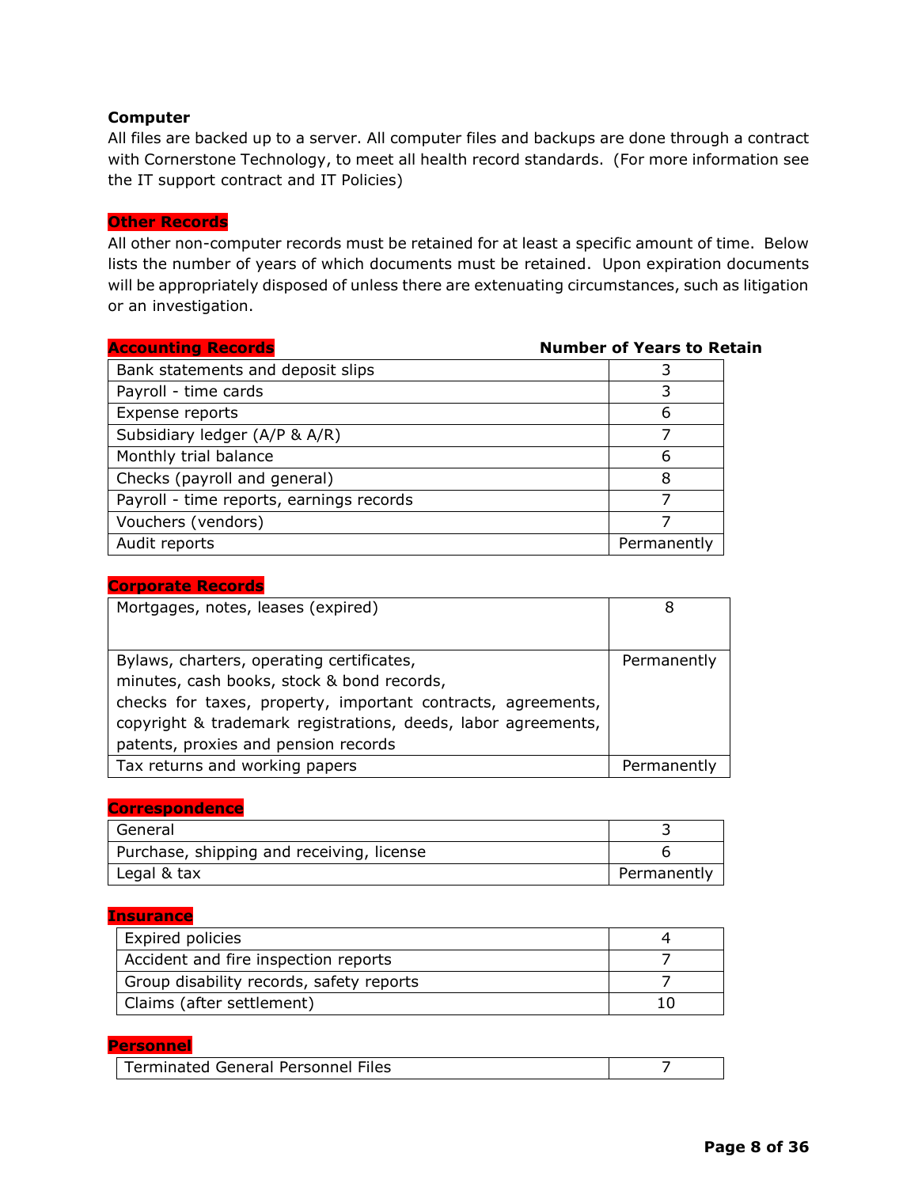**Computer**

All files are backed up to a server. All computer files and backups are done through a contract with Cornerstone Technology, to meet all health record standards. (For more information see the IT support contract and IT Policies)

**Other Records**

All other non-computer records must be retained for at least a specific amount of time. Below lists the number of years of which documents must be retained. Upon expiration documents will be appropriately disposed of unless there are extenuating circumstances, such as litigation or an investigation.

| **Accounting Records** | **Number of Years to Retain** |
|---|---|
| Bank statements and deposit slips | 3 |
| Payroll - time cards | 3 |
| Expense reports | 6 |
| Subsidiary ledger (A/P & A/R) | 7 |
| Monthly trial balance | 6 |
| Checks (payroll and general) | 8 |
| Payroll - time reports, earnings records | 7 |
| Vouchers (vendors) | 7 |
| Audit reports | Permanently |

**Corporate Records**

| | |
|---|---|
| Mortgages, notes, leases (expired) | 8 |
| Bylaws, charters, operating certificates, minutes, cash books, stock & bond records, checks for taxes, property, important contracts, agreements, copyright & trademark registrations, deeds, labor agreements, patents, proxies and pension records | Permanently |
| Tax returns and working papers | Permanently |

**Correspondence**

| | |
|---|---|
| General | 3 |
| Purchase, shipping and receiving, license | 6 |
| Legal & tax | Permanently |

**Insurance**

| | |
|---|---|
| Expired policies | 4 |
| Accident and fire inspection reports | 7 |
| Group disability records, safety reports | 7 |
| Claims (after settlement) | 10 |

**Personnel**

| | |
|---|---|
| Terminated General Personnel Files | 7 |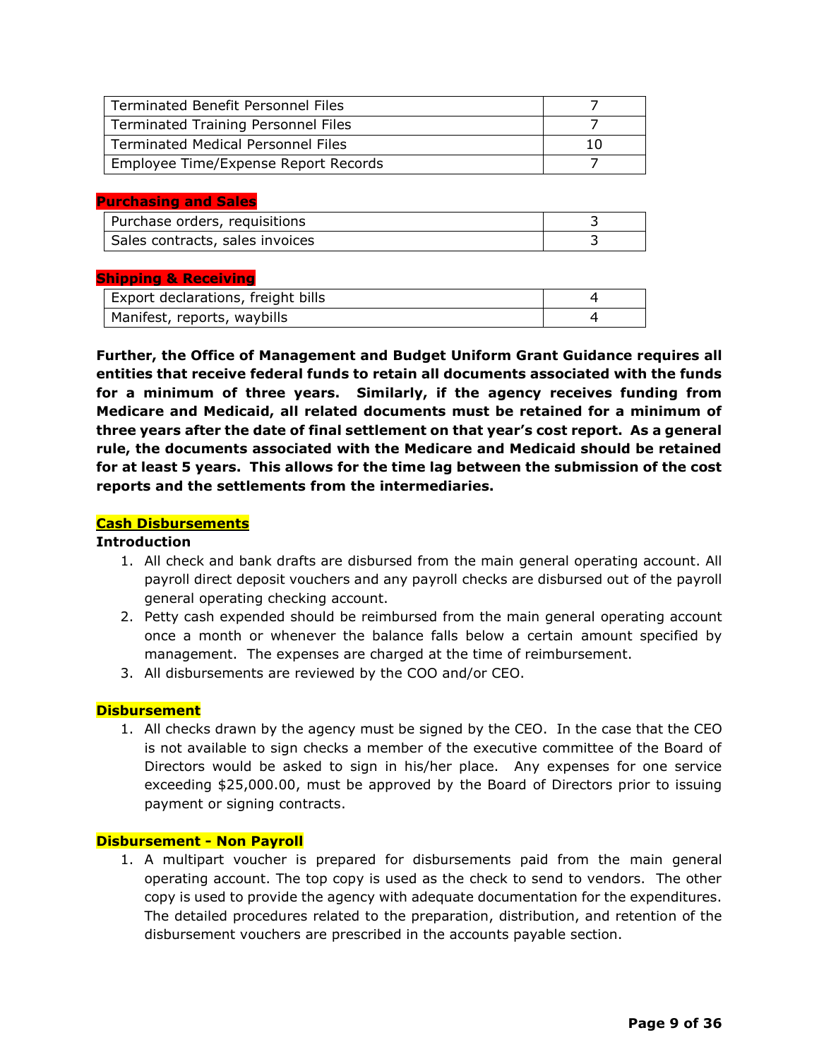| Terminated Benefit Personnel Files | 7 |
|---|---|
| Terminated Training Personnel Files | 7 |
| Terminated Medical Personnel Files | 10 |
| Employee Time/Expense Report Records | 7 |

**Purchasing and Sales**

| Purchase orders, requisitions | 3 |
|---|---|
| Sales contracts, sales invoices | 3 |

**Shipping & Receiving**

| Export declarations, freight bills | 4 |
|---|---|
| Manifest, reports, waybills | 4 |

**Further, the Office of Management and Budget Uniform Grant Guidance requires all entities that receive federal funds to retain all documents associated with the funds for a minimum of three years. Similarly, if the agency receives funding from Medicare and Medicaid, all related documents must be retained for a minimum of three years after the date of final settlement on that year's cost report. As a general rule, the documents associated with the Medicare and Medicaid should be retained for at least 5 years. This allows for the time lag between the submission of the cost reports and the settlements from the intermediaries.**

## Cash Disbursements

**Introduction**

1. All check and bank drafts are disbursed from the main general operating account. All payroll direct deposit vouchers and any payroll checks are disbursed out of the payroll general operating checking account.
2. Petty cash expended should be reimbursed from the main general operating account once a month or whenever the balance falls below a certain amount specified by management. The expenses are charged at the time of reimbursement.
3. All disbursements are reviewed by the COO and/or CEO.

## Disbursement

1. All checks drawn by the agency must be signed by the CEO. In the case that the CEO is not available to sign checks a member of the executive committee of the Board of Directors would be asked to sign in his/her place. Any expenses for one service exceeding $25,000.00, must be approved by the Board of Directors prior to issuing payment or signing contracts.

## Disbursement - Non Payroll

1. A multipart voucher is prepared for disbursements paid from the main general operating account. The top copy is used as the check to send to vendors. The other copy is used to provide the agency with adequate documentation for the expenditures. The detailed procedures related to the preparation, distribution, and retention of the disbursement vouchers are prescribed in the accounts payable section.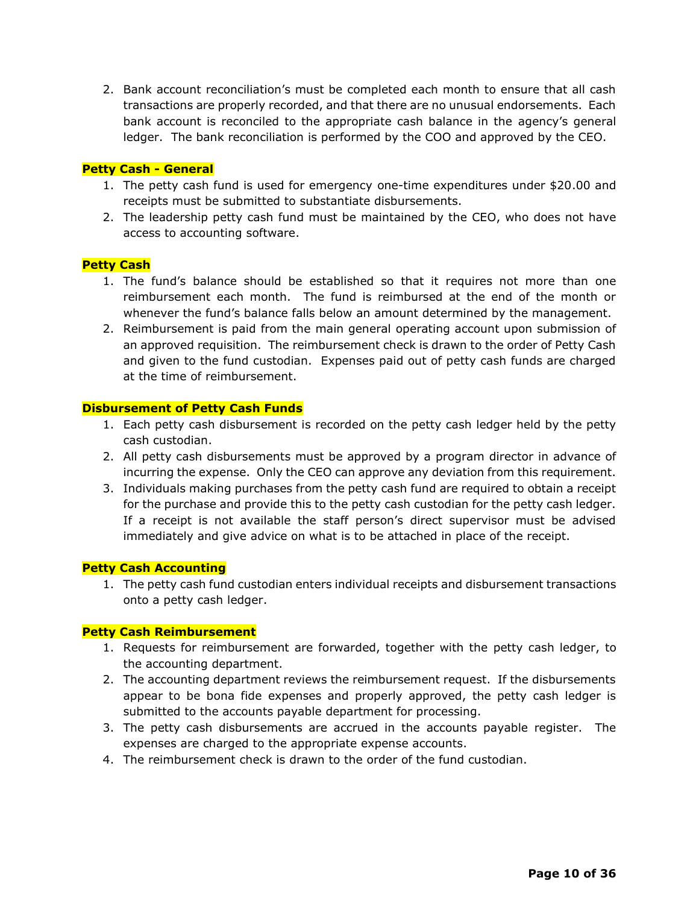2. Bank account reconciliation's must be completed each month to ensure that all cash transactions are properly recorded, and that there are no unusual endorsements. Each bank account is reconciled to the appropriate cash balance in the agency's general ledger. The bank reconciliation is performed by the COO and approved by the CEO.

**Petty Cash - General**

1. The petty cash fund is used for emergency one-time expenditures under $20.00 and receipts must be submitted to substantiate disbursements.
2. The leadership petty cash fund must be maintained by the CEO, who does not have access to accounting software.

**Petty Cash**

1. The fund's balance should be established so that it requires not more than one reimbursement each month. The fund is reimbursed at the end of the month or whenever the fund's balance falls below an amount determined by the management.
2. Reimbursement is paid from the main general operating account upon submission of an approved requisition. The reimbursement check is drawn to the order of Petty Cash and given to the fund custodian. Expenses paid out of petty cash funds are charged at the time of reimbursement.

**Disbursement of Petty Cash Funds**

1. Each petty cash disbursement is recorded on the petty cash ledger held by the petty cash custodian.
2. All petty cash disbursements must be approved by a program director in advance of incurring the expense. Only the CEO can approve any deviation from this requirement.
3. Individuals making purchases from the petty cash fund are required to obtain a receipt for the purchase and provide this to the petty cash custodian for the petty cash ledger. If a receipt is not available the staff person's direct supervisor must be advised immediately and give advice on what is to be attached in place of the receipt.

**Petty Cash Accounting**

1. The petty cash fund custodian enters individual receipts and disbursement transactions onto a petty cash ledger.

**Petty Cash Reimbursement**

1. Requests for reimbursement are forwarded, together with the petty cash ledger, to the accounting department.
2. The accounting department reviews the reimbursement request. If the disbursements appear to be bona fide expenses and properly approved, the petty cash ledger is submitted to the accounts payable department for processing.
3. The petty cash disbursements are accrued in the accounts payable register. The expenses are charged to the appropriate expense accounts.
4. The reimbursement check is drawn to the order of the fund custodian.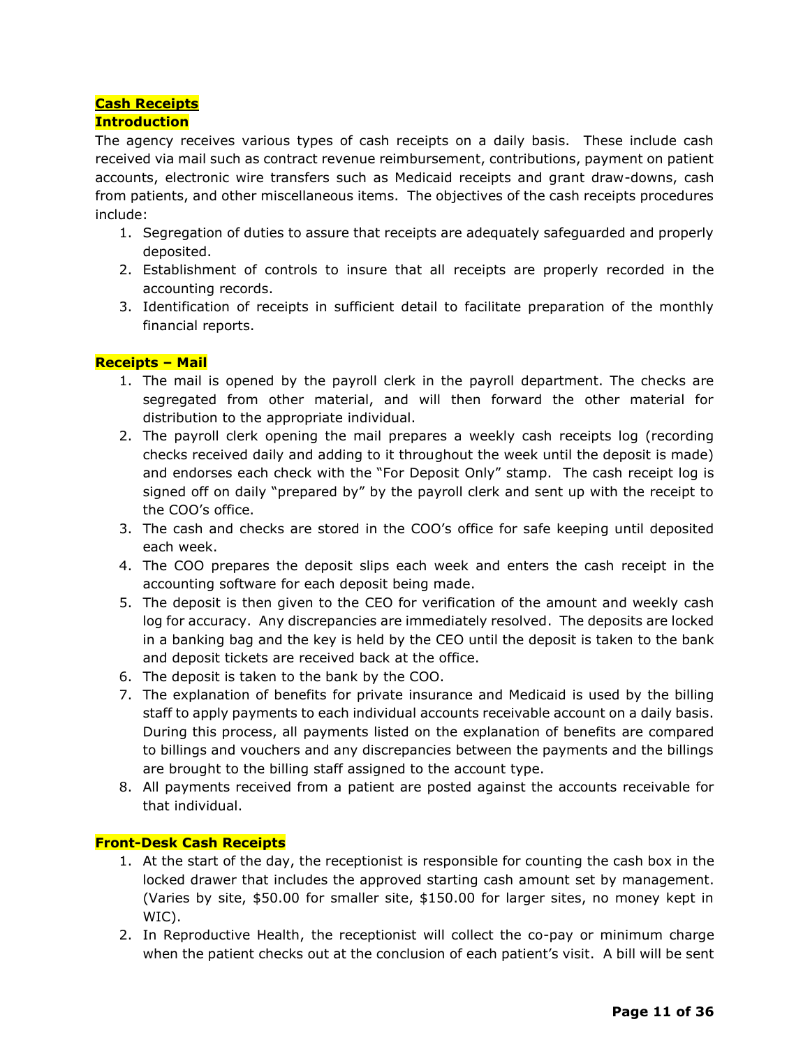**Cash Receipts**

**Introduction**

The agency receives various types of cash receipts on a daily basis. These include cash received via mail such as contract revenue reimbursement, contributions, payment on patient accounts, electronic wire transfers such as Medicaid receipts and grant draw-downs, cash from patients, and other miscellaneous items. The objectives of the cash receipts procedures include:

1. Segregation of duties to assure that receipts are adequately safeguarded and properly deposited.
2. Establishment of controls to insure that all receipts are properly recorded in the accounting records.
3. Identification of receipts in sufficient detail to facilitate preparation of the monthly financial reports.

**Receipts – Mail**

1. The mail is opened by the payroll clerk in the payroll department. The checks are segregated from other material, and will then forward the other material for distribution to the appropriate individual.
2. The payroll clerk opening the mail prepares a weekly cash receipts log (recording checks received daily and adding to it throughout the week until the deposit is made) and endorses each check with the "For Deposit Only" stamp. The cash receipt log is signed off on daily "prepared by" by the payroll clerk and sent up with the receipt to the COO's office.
3. The cash and checks are stored in the COO's office for safe keeping until deposited each week.
4. The COO prepares the deposit slips each week and enters the cash receipt in the accounting software for each deposit being made.
5. The deposit is then given to the CEO for verification of the amount and weekly cash log for accuracy. Any discrepancies are immediately resolved. The deposits are locked in a banking bag and the key is held by the CEO until the deposit is taken to the bank and deposit tickets are received back at the office.
6. The deposit is taken to the bank by the COO.
7. The explanation of benefits for private insurance and Medicaid is used by the billing staff to apply payments to each individual accounts receivable account on a daily basis. During this process, all payments listed on the explanation of benefits are compared to billings and vouchers and any discrepancies between the payments and the billings are brought to the billing staff assigned to the account type.
8. All payments received from a patient are posted against the accounts receivable for that individual.

**Front-Desk Cash Receipts**

1. At the start of the day, the receptionist is responsible for counting the cash box in the locked drawer that includes the approved starting cash amount set by management. (Varies by site, $50.00 for smaller site, $150.00 for larger sites, no money kept in WIC).
2. In Reproductive Health, the receptionist will collect the co-pay or minimum charge when the patient checks out at the conclusion of each patient's visit. A bill will be sent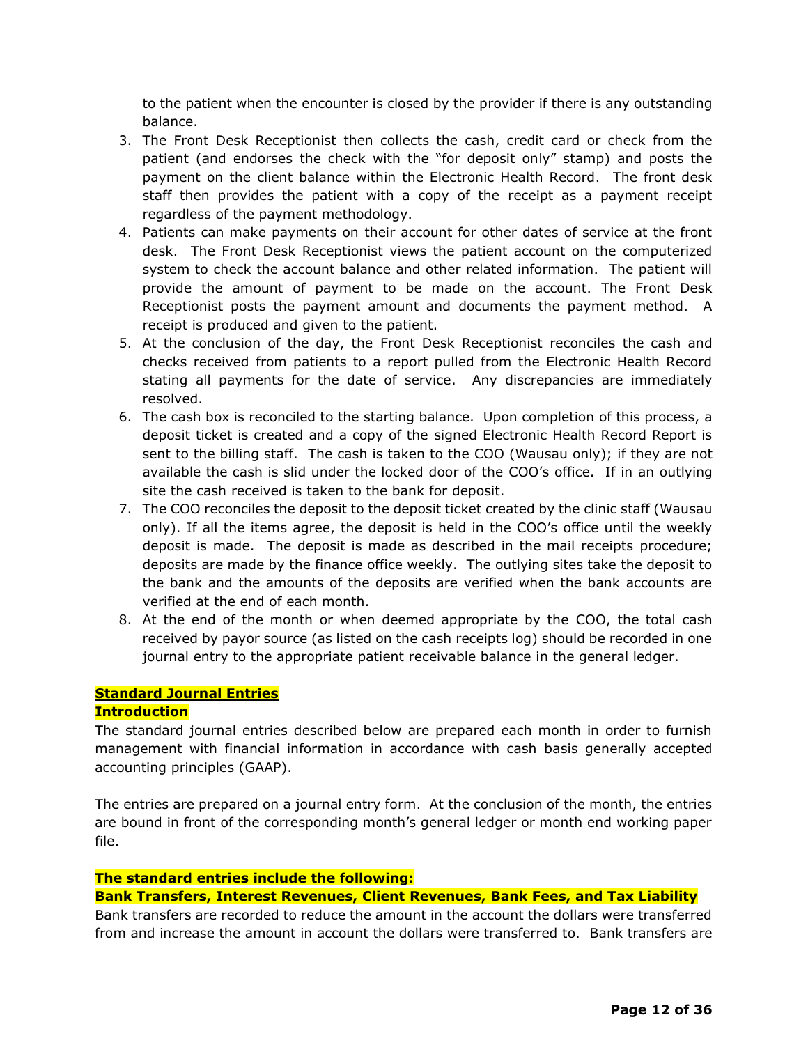to the patient when the encounter is closed by the provider if there is any outstanding balance.

3. The Front Desk Receptionist then collects the cash, credit card or check from the patient (and endorses the check with the "for deposit only" stamp) and posts the payment on the client balance within the Electronic Health Record. The front desk staff then provides the patient with a copy of the receipt as a payment receipt regardless of the payment methodology.
4. Patients can make payments on their account for other dates of service at the front desk. The Front Desk Receptionist views the patient account on the computerized system to check the account balance and other related information. The patient will provide the amount of payment to be made on the account. The Front Desk Receptionist posts the payment amount and documents the payment method. A receipt is produced and given to the patient.
5. At the conclusion of the day, the Front Desk Receptionist reconciles the cash and checks received from patients to a report pulled from the Electronic Health Record stating all payments for the date of service. Any discrepancies are immediately resolved.
6. The cash box is reconciled to the starting balance. Upon completion of this process, a deposit ticket is created and a copy of the signed Electronic Health Record Report is sent to the billing staff. The cash is taken to the COO (Wausau only); if they are not available the cash is slid under the locked door of the COO's office. If in an outlying site the cash received is taken to the bank for deposit.
7. The COO reconciles the deposit to the deposit ticket created by the clinic staff (Wausau only). If all the items agree, the deposit is held in the COO's office until the weekly deposit is made. The deposit is made as described in the mail receipts procedure; deposits are made by the finance office weekly. The outlying sites take the deposit to the bank and the amounts of the deposits are verified when the bank accounts are verified at the end of each month.
8. At the end of the month or when deemed appropriate by the COO, the total cash received by payor source (as listed on the cash receipts log) should be recorded in one journal entry to the appropriate patient receivable balance in the general ledger.

## Standard Journal Entries

### Introduction

The standard journal entries described below are prepared each month in order to furnish management with financial information in accordance with cash basis generally accepted accounting principles (GAAP).

The entries are prepared on a journal entry form. At the conclusion of the month, the entries are bound in front of the corresponding month's general ledger or month end working paper file.

### The standard entries include the following:

**Bank Transfers, Interest Revenues, Client Revenues, Bank Fees, and Tax Liability**

Bank transfers are recorded to reduce the amount in the account the dollars were transferred from and increase the amount in account the dollars were transferred to. Bank transfers are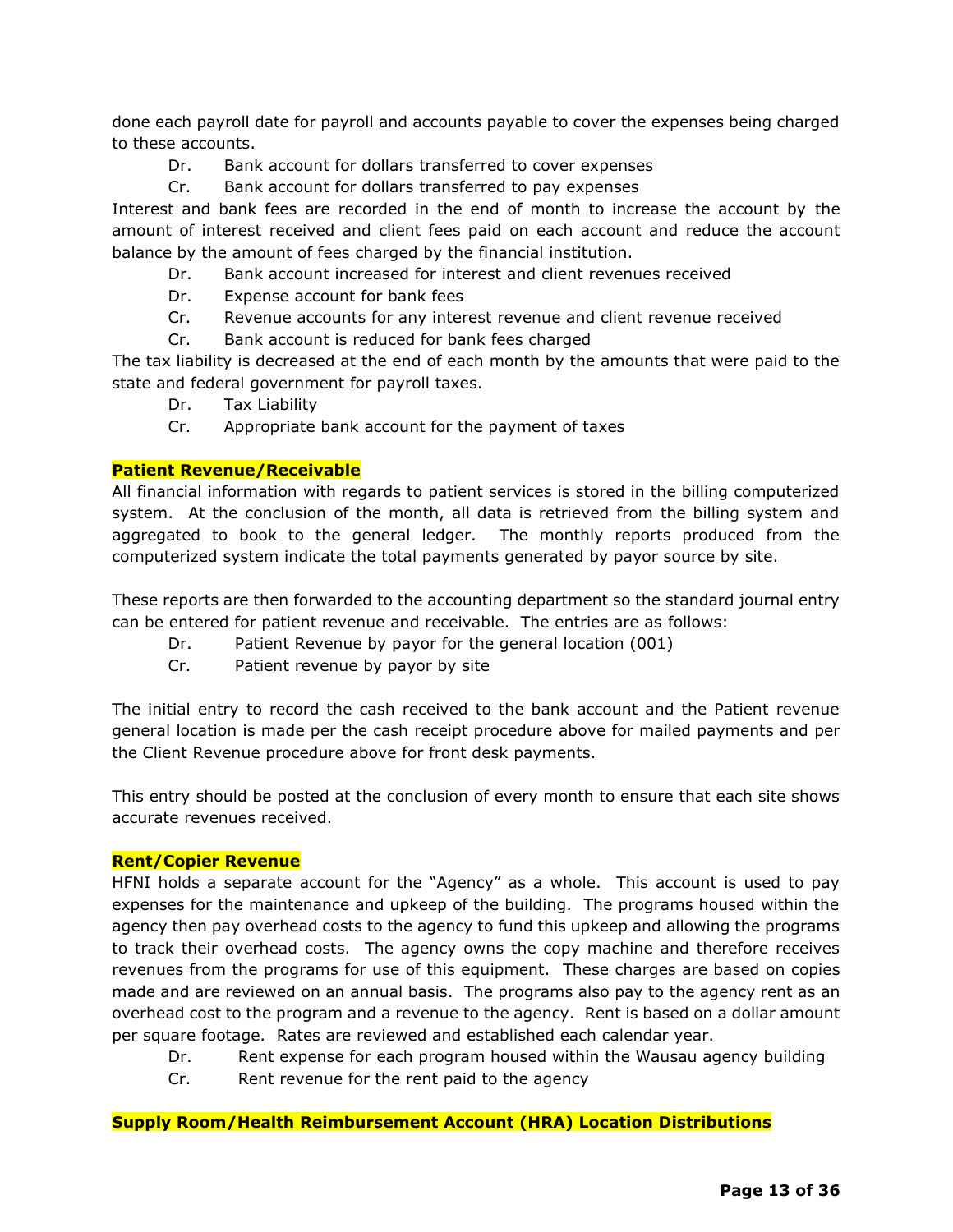done each payroll date for payroll and accounts payable to cover the expenses being charged to these accounts.

Dr. Bank account for dollars transferred to cover expenses
Cr. Bank account for dollars transferred to pay expenses

Interest and bank fees are recorded in the end of month to increase the account by the amount of interest received and client fees paid on each account and reduce the account balance by the amount of fees charged by the financial institution.

Dr. Bank account increased for interest and client revenues received
Dr. Expense account for bank fees
Cr. Revenue accounts for any interest revenue and client revenue received
Cr. Bank account is reduced for bank fees charged

The tax liability is decreased at the end of each month by the amounts that were paid to the state and federal government for payroll taxes.

Dr. Tax Liability
Cr. Appropriate bank account for the payment of taxes

**Patient Revenue/Receivable**

All financial information with regards to patient services is stored in the billing computerized system. At the conclusion of the month, all data is retrieved from the billing system and aggregated to book to the general ledger. The monthly reports produced from the computerized system indicate the total payments generated by payor source by site.

These reports are then forwarded to the accounting department so the standard journal entry can be entered for patient revenue and receivable. The entries are as follows:

Dr. Patient Revenue by payor for the general location (001)
Cr. Patient revenue by payor by site

The initial entry to record the cash received to the bank account and the Patient revenue general location is made per the cash receipt procedure above for mailed payments and per the Client Revenue procedure above for front desk payments.

This entry should be posted at the conclusion of every month to ensure that each site shows accurate revenues received.

**Rent/Copier Revenue**

HFNI holds a separate account for the "Agency" as a whole. This account is used to pay expenses for the maintenance and upkeep of the building. The programs housed within the agency then pay overhead costs to the agency to fund this upkeep and allowing the programs to track their overhead costs. The agency owns the copy machine and therefore receives revenues from the programs for use of this equipment. These charges are based on copies made and are reviewed on an annual basis. The programs also pay to the agency rent as an overhead cost to the program and a revenue to the agency. Rent is based on a dollar amount per square footage. Rates are reviewed and established each calendar year.

Dr. Rent expense for each program housed within the Wausau agency building
Cr. Rent revenue for the rent paid to the agency

**Supply Room/Health Reimbursement Account (HRA) Location Distributions**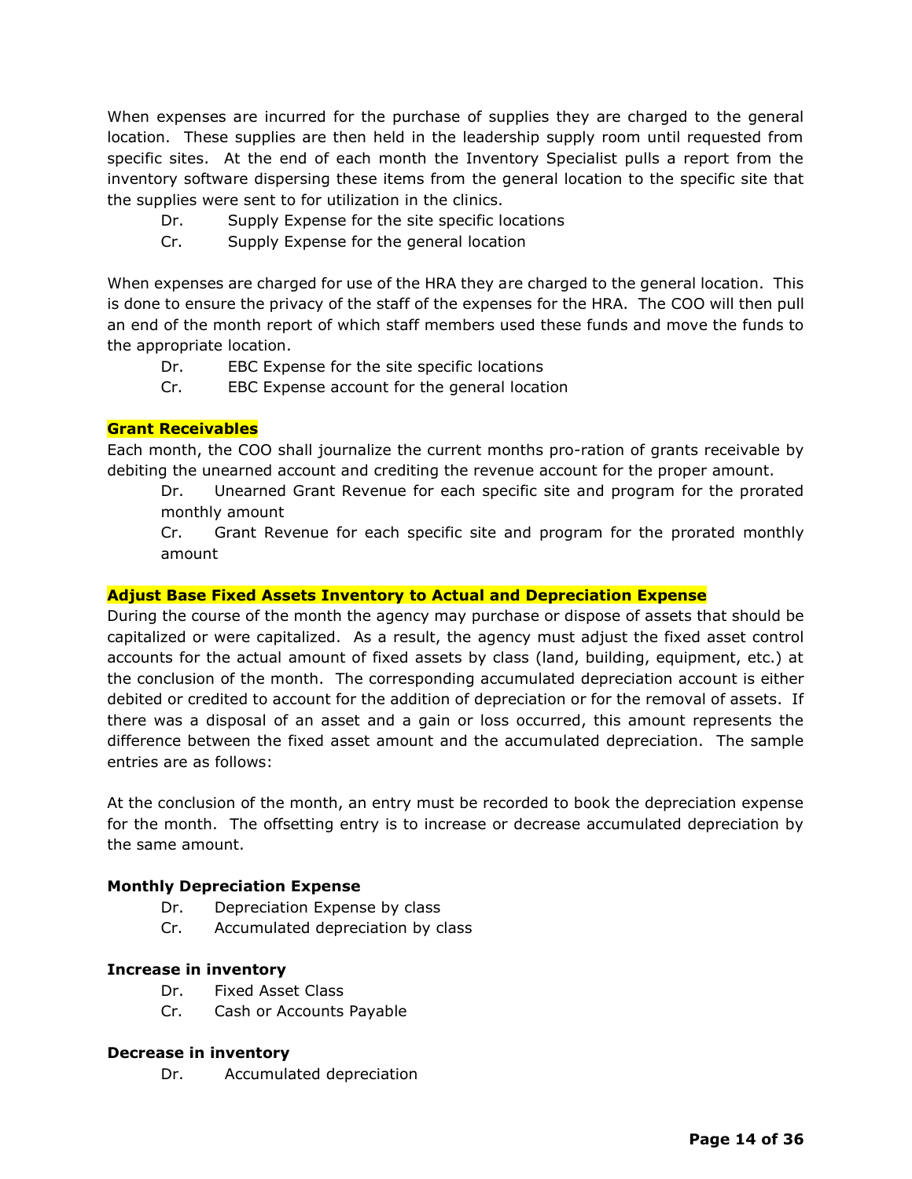When expenses are incurred for the purchase of supplies they are charged to the general location. These supplies are then held in the leadership supply room until requested from specific sites. At the end of each month the Inventory Specialist pulls a report from the inventory software dispersing these items from the general location to the specific site that the supplies were sent to for utilization in the clinics.

Dr. Supply Expense for the site specific locations
Cr. Supply Expense for the general location

When expenses are charged for use of the HRA they are charged to the general location. This is done to ensure the privacy of the staff of the expenses for the HRA. The COO will then pull an end of the month report of which staff members used these funds and move the funds to the appropriate location.

Dr. EBC Expense for the site specific locations
Cr. EBC Expense account for the general location

**Grant Receivables**

Each month, the COO shall journalize the current months pro-ration of grants receivable by debiting the unearned account and crediting the revenue account for the proper amount.

Dr. Unearned Grant Revenue for each specific site and program for the prorated monthly amount

Cr. Grant Revenue for each specific site and program for the prorated monthly amount

**Adjust Base Fixed Assets Inventory to Actual and Depreciation Expense**

During the course of the month the agency may purchase or dispose of assets that should be capitalized or were capitalized. As a result, the agency must adjust the fixed asset control accounts for the actual amount of fixed assets by class (land, building, equipment, etc.) at the conclusion of the month. The corresponding accumulated depreciation account is either debited or credited to account for the addition of depreciation or for the removal of assets. If there was a disposal of an asset and a gain or loss occurred, this amount represents the difference between the fixed asset amount and the accumulated depreciation. The sample entries are as follows:

At the conclusion of the month, an entry must be recorded to book the depreciation expense for the month. The offsetting entry is to increase or decrease accumulated depreciation by the same amount.

**Monthly Depreciation Expense**

Dr. Depreciation Expense by class
Cr. Accumulated depreciation by class

**Increase in inventory**

Dr. Fixed Asset Class
Cr. Cash or Accounts Payable

**Decrease in inventory**

Dr. Accumulated depreciation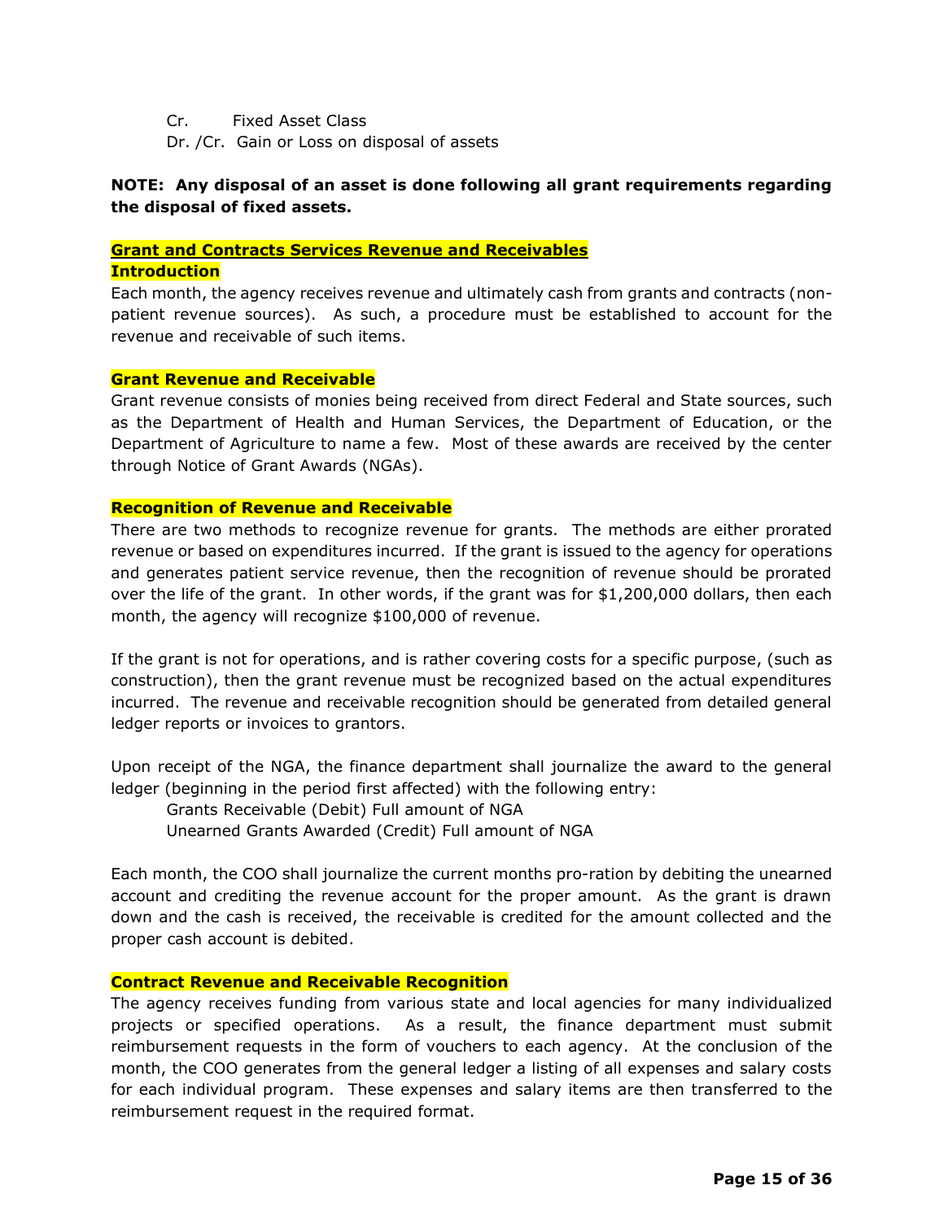Cr. Fixed Asset Class
Dr. /Cr. Gain or Loss on disposal of assets

**NOTE: Any disposal of an asset is done following all grant requirements regarding the disposal of fixed assets.**

## Grant and Contracts Services Revenue and Receivables

### Introduction

Each month, the agency receives revenue and ultimately cash from grants and contracts (non-patient revenue sources). As such, a procedure must be established to account for the revenue and receivable of such items.

### Grant Revenue and Receivable

Grant revenue consists of monies being received from direct Federal and State sources, such as the Department of Health and Human Services, the Department of Education, or the Department of Agriculture to name a few. Most of these awards are received by the center through Notice of Grant Awards (NGAs).

### Recognition of Revenue and Receivable

There are two methods to recognize revenue for grants. The methods are either prorated revenue or based on expenditures incurred. If the grant is issued to the agency for operations and generates patient service revenue, then the recognition of revenue should be prorated over the life of the grant. In other words, if the grant was for $1,200,000 dollars, then each month, the agency will recognize $100,000 of revenue.

If the grant is not for operations, and is rather covering costs for a specific purpose, (such as construction), then the grant revenue must be recognized based on the actual expenditures incurred. The revenue and receivable recognition should be generated from detailed general ledger reports or invoices to grantors.

Upon receipt of the NGA, the finance department shall journalize the award to the general ledger (beginning in the period first affected) with the following entry:

Grants Receivable (Debit) Full amount of NGA
Unearned Grants Awarded (Credit) Full amount of NGA

Each month, the COO shall journalize the current months pro-ration by debiting the unearned account and crediting the revenue account for the proper amount. As the grant is drawn down and the cash is received, the receivable is credited for the amount collected and the proper cash account is debited.

### Contract Revenue and Receivable Recognition

The agency receives funding from various state and local agencies for many individualized projects or specified operations. As a result, the finance department must submit reimbursement requests in the form of vouchers to each agency. At the conclusion of the month, the COO generates from the general ledger a listing of all expenses and salary costs for each individual program. These expenses and salary items are then transferred to the reimbursement request in the required format.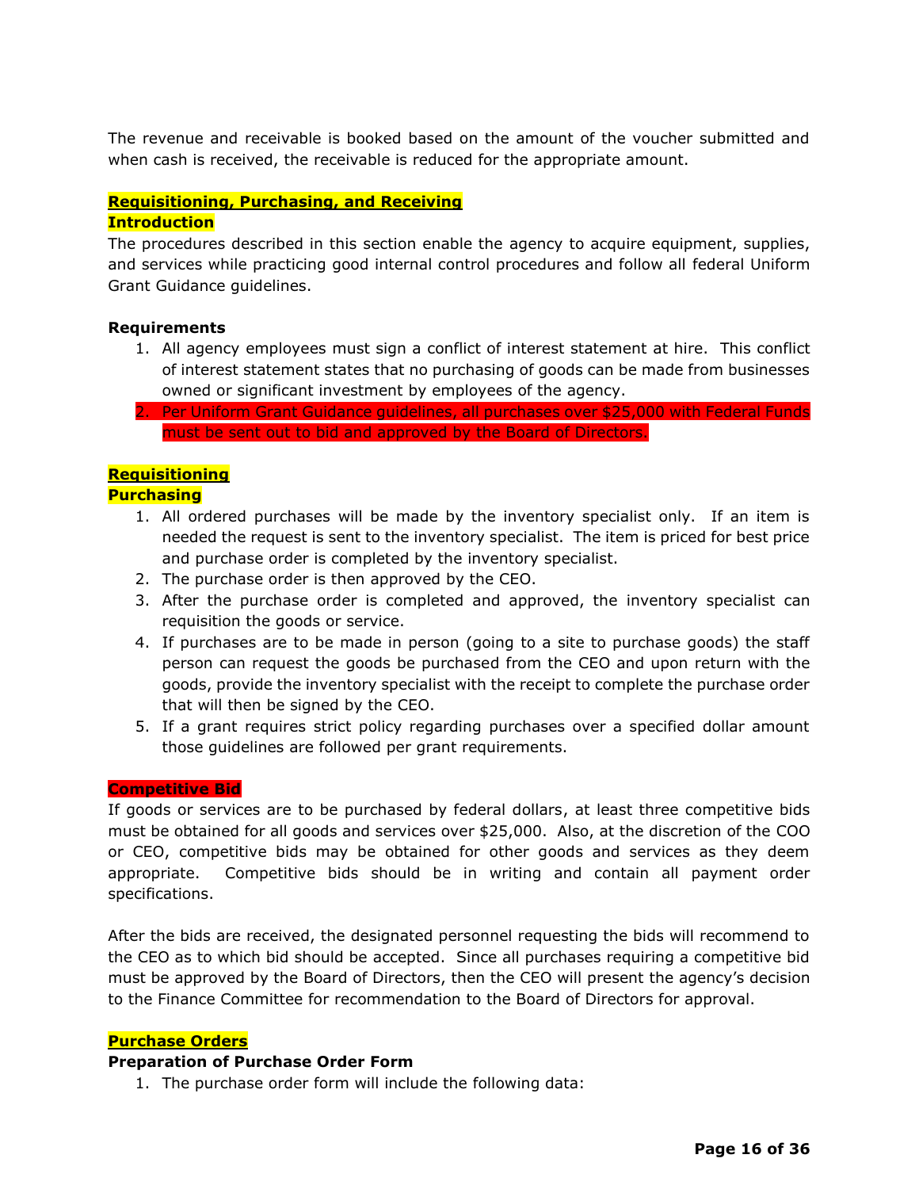The revenue and receivable is booked based on the amount of the voucher submitted and when cash is received, the receivable is reduced for the appropriate amount.

## Requisitioning, Purchasing, and Receiving

### Introduction

The procedures described in this section enable the agency to acquire equipment, supplies, and services while practicing good internal control procedures and follow all federal Uniform Grant Guidance guidelines.

### Requirements

1. All agency employees must sign a conflict of interest statement at hire. This conflict of interest statement states that no purchasing of goods can be made from businesses owned or significant investment by employees of the agency.
2. Per Uniform Grant Guidance guidelines, all purchases over $25,000 with Federal Funds must be sent out to bid and approved by the Board of Directors.

### Requisitioning

### Purchasing

1. All ordered purchases will be made by the inventory specialist only. If an item is needed the request is sent to the inventory specialist. The item is priced for best price and purchase order is completed by the inventory specialist.
2. The purchase order is then approved by the CEO.
3. After the purchase order is completed and approved, the inventory specialist can requisition the goods or service.
4. If purchases are to be made in person (going to a site to purchase goods) the staff person can request the goods be purchased from the CEO and upon return with the goods, provide the inventory specialist with the receipt to complete the purchase order that will then be signed by the CEO.
5. If a grant requires strict policy regarding purchases over a specified dollar amount those guidelines are followed per grant requirements.

### Competitive Bid

If goods or services are to be purchased by federal dollars, at least three competitive bids must be obtained for all goods and services over $25,000. Also, at the discretion of the COO or CEO, competitive bids may be obtained for other goods and services as they deem appropriate. Competitive bids should be in writing and contain all payment order specifications.

After the bids are received, the designated personnel requesting the bids will recommend to the CEO as to which bid should be accepted. Since all purchases requiring a competitive bid must be approved by the Board of Directors, then the CEO will present the agency's decision to the Finance Committee for recommendation to the Board of Directors for approval.

### Purchase Orders

#### Preparation of Purchase Order Form

1. The purchase order form will include the following data: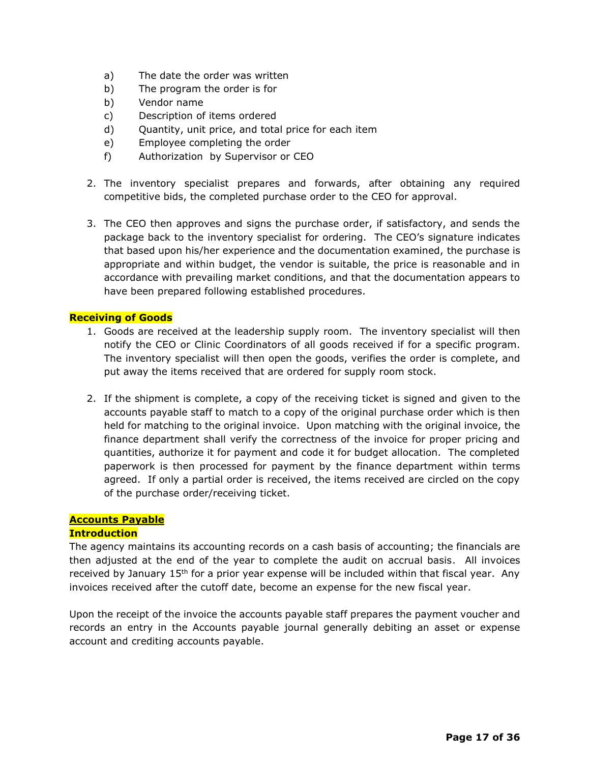- a) The date the order was written
- b) The program the order is for
- b) Vendor name
- c) Description of items ordered
- d) Quantity, unit price, and total price for each item
- e) Employee completing the order
- f) Authorization by Supervisor or CEO

2. The inventory specialist prepares and forwards, after obtaining any required competitive bids, the completed purchase order to the CEO for approval.

3. The CEO then approves and signs the purchase order, if satisfactory, and sends the package back to the inventory specialist for ordering. The CEO's signature indicates that based upon his/her experience and the documentation examined, the purchase is appropriate and within budget, the vendor is suitable, the price is reasonable and in accordance with prevailing market conditions, and that the documentation appears to have been prepared following established procedures.

**Receiving of Goods**

1. Goods are received at the leadership supply room. The inventory specialist will then notify the CEO or Clinic Coordinators of all goods received if for a specific program. The inventory specialist will then open the goods, verifies the order is complete, and put away the items received that are ordered for supply room stock.

2. If the shipment is complete, a copy of the receiving ticket is signed and given to the accounts payable staff to match to a copy of the original purchase order which is then held for matching to the original invoice. Upon matching with the original invoice, the finance department shall verify the correctness of the invoice for proper pricing and quantities, authorize it for payment and code it for budget allocation. The completed paperwork is then processed for payment by the finance department within terms agreed. If only a partial order is received, the items received are circled on the copy of the purchase order/receiving ticket.

**Accounts Payable**

**Introduction**

The agency maintains its accounting records on a cash basis of accounting; the financials are then adjusted at the end of the year to complete the audit on accrual basis. All invoices received by January 15th for a prior year expense will be included within that fiscal year. Any invoices received after the cutoff date, become an expense for the new fiscal year.

Upon the receipt of the invoice the accounts payable staff prepares the payment voucher and records an entry in the Accounts payable journal generally debiting an asset or expense account and crediting accounts payable.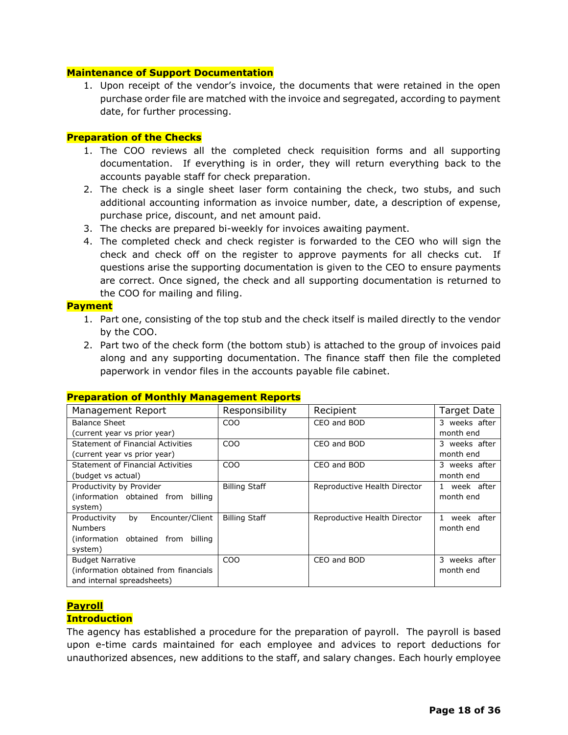**Maintenance of Support Documentation**

1. Upon receipt of the vendor's invoice, the documents that were retained in the open purchase order file are matched with the invoice and segregated, according to payment date, for further processing.

**Preparation of the Checks**

1. The COO reviews all the completed check requisition forms and all supporting documentation. If everything is in order, they will return everything back to the accounts payable staff for check preparation.
2. The check is a single sheet laser form containing the check, two stubs, and such additional accounting information as invoice number, date, a description of expense, purchase price, discount, and net amount paid.
3. The checks are prepared bi-weekly for invoices awaiting payment.
4. The completed check and check register is forwarded to the CEO who will sign the check and check off on the register to approve payments for all checks cut. If questions arise the supporting documentation is given to the CEO to ensure payments are correct. Once signed, the check and all supporting documentation is returned to the COO for mailing and filing.

**Payment**

1. Part one, consisting of the top stub and the check itself is mailed directly to the vendor by the COO.
2. Part two of the check form (the bottom stub) is attached to the group of invoices paid along and any supporting documentation. The finance staff then file the completed paperwork in vendor files in the accounts payable file cabinet.

**Preparation of Monthly Management Reports**

| Management Report | Responsibility | Recipient | Target Date |
|---|---|---|---|
| Balance Sheet (current year vs prior year) | COO | CEO and BOD | 3 weeks after month end |
| Statement of Financial Activities (current year vs prior year) | COO | CEO and BOD | 3 weeks after month end |
| Statement of Financial Activities (budget vs actual) | COO | CEO and BOD | 3 weeks after month end |
| Productivity by Provider (information obtained from billing system) | Billing Staff | Reproductive Health Director | 1 week after month end |
| Productivity by Encounter/Client Numbers (information obtained from billing system) | Billing Staff | Reproductive Health Director | 1 week after month end |
| Budget Narrative (information obtained from financials and internal spreadsheets) | COO | CEO and BOD | 3 weeks after month end |

## Payroll

**Introduction**

The agency has established a procedure for the preparation of payroll. The payroll is based upon e-time cards maintained for each employee and advices to report deductions for unauthorized absences, new additions to the staff, and salary changes. Each hourly employee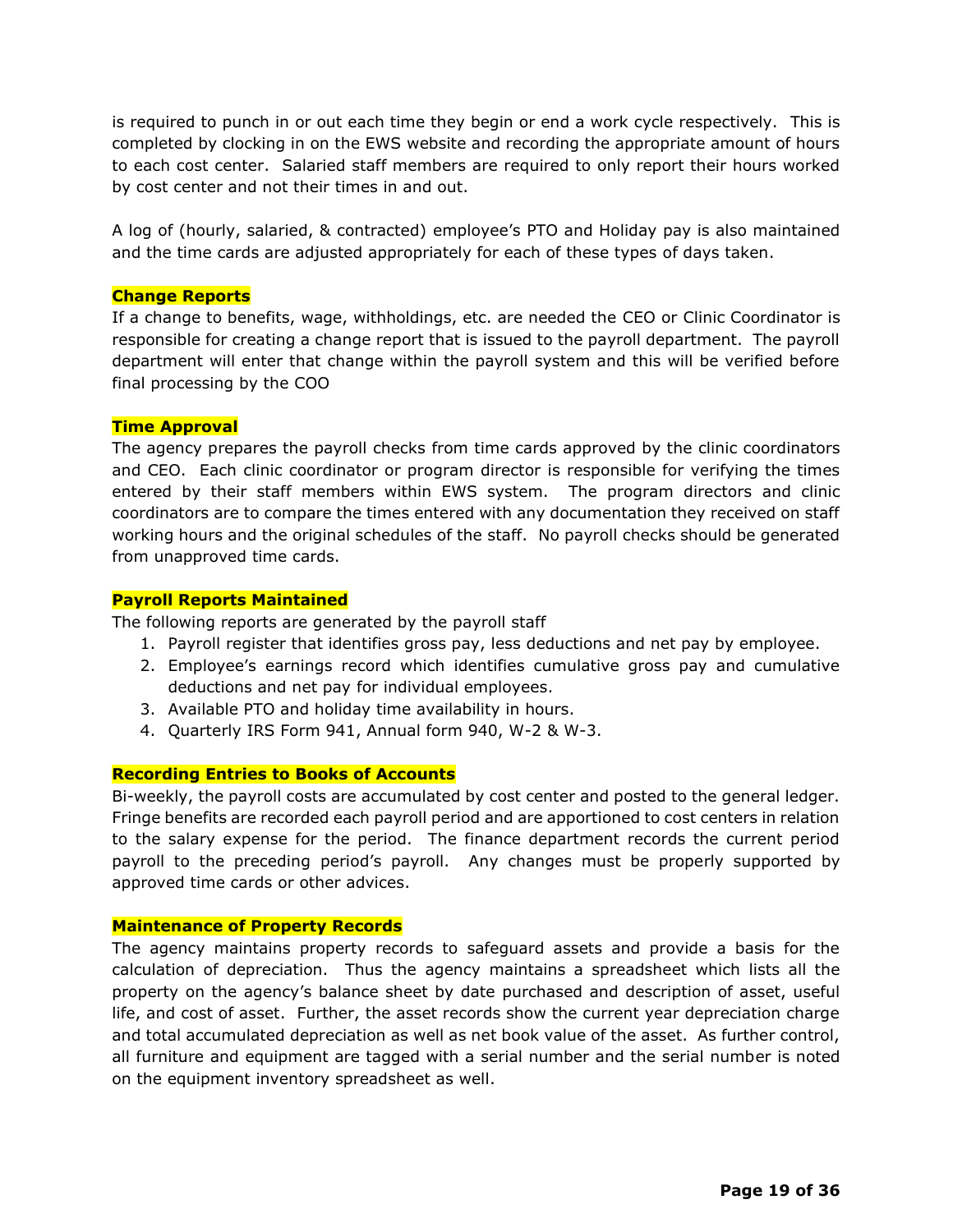is required to punch in or out each time they begin or end a work cycle respectively. This is completed by clocking in on the EWS website and recording the appropriate amount of hours to each cost center. Salaried staff members are required to only report their hours worked by cost center and not their times in and out.

A log of (hourly, salaried, & contracted) employee's PTO and Holiday pay is also maintained and the time cards are adjusted appropriately for each of these types of days taken.

**Change Reports**

If a change to benefits, wage, withholdings, etc. are needed the CEO or Clinic Coordinator is responsible for creating a change report that is issued to the payroll department. The payroll department will enter that change within the payroll system and this will be verified before final processing by the COO

**Time Approval**

The agency prepares the payroll checks from time cards approved by the clinic coordinators and CEO. Each clinic coordinator or program director is responsible for verifying the times entered by their staff members within EWS system. The program directors and clinic coordinators are to compare the times entered with any documentation they received on staff working hours and the original schedules of the staff. No payroll checks should be generated from unapproved time cards.

**Payroll Reports Maintained**

The following reports are generated by the payroll staff

1. Payroll register that identifies gross pay, less deductions and net pay by employee.
2. Employee's earnings record which identifies cumulative gross pay and cumulative deductions and net pay for individual employees.
3. Available PTO and holiday time availability in hours.
4. Quarterly IRS Form 941, Annual form 940, W-2 & W-3.

**Recording Entries to Books of Accounts**

Bi-weekly, the payroll costs are accumulated by cost center and posted to the general ledger. Fringe benefits are recorded each payroll period and are apportioned to cost centers in relation to the salary expense for the period. The finance department records the current period payroll to the preceding period's payroll. Any changes must be properly supported by approved time cards or other advices.

**Maintenance of Property Records**

The agency maintains property records to safeguard assets and provide a basis for the calculation of depreciation. Thus the agency maintains a spreadsheet which lists all the property on the agency's balance sheet by date purchased and description of asset, useful life, and cost of asset. Further, the asset records show the current year depreciation charge and total accumulated depreciation as well as net book value of the asset. As further control, all furniture and equipment are tagged with a serial number and the serial number is noted on the equipment inventory spreadsheet as well.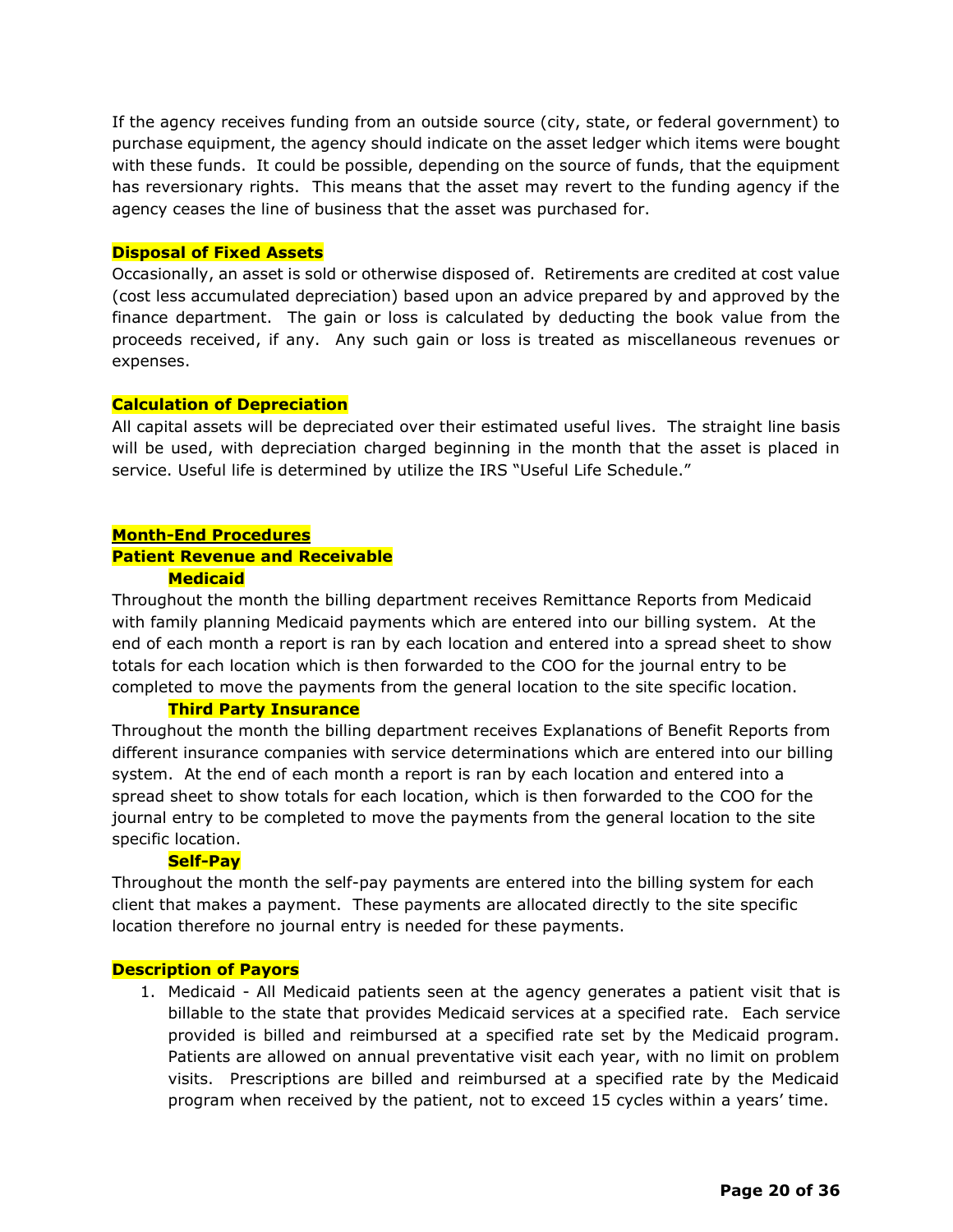If the agency receives funding from an outside source (city, state, or federal government) to purchase equipment, the agency should indicate on the asset ledger which items were bought with these funds. It could be possible, depending on the source of funds, that the equipment has reversionary rights. This means that the asset may revert to the funding agency if the agency ceases the line of business that the asset was purchased for.

**Disposal of Fixed Assets**

Occasionally, an asset is sold or otherwise disposed of. Retirements are credited at cost value (cost less accumulated depreciation) based upon an advice prepared by and approved by the finance department. The gain or loss is calculated by deducting the book value from the proceeds received, if any. Any such gain or loss is treated as miscellaneous revenues or expenses.

**Calculation of Depreciation**

All capital assets will be depreciated over their estimated useful lives. The straight line basis will be used, with depreciation charged beginning in the month that the asset is placed in service. Useful life is determined by utilize the IRS "Useful Life Schedule."

## Month-End Procedures

### Patient Revenue and Receivable

#### Medicaid

Throughout the month the billing department receives Remittance Reports from Medicaid with family planning Medicaid payments which are entered into our billing system. At the end of each month a report is ran by each location and entered into a spread sheet to show totals for each location which is then forwarded to the COO for the journal entry to be completed to move the payments from the general location to the site specific location.

#### Third Party Insurance

Throughout the month the billing department receives Explanations of Benefit Reports from different insurance companies with service determinations which are entered into our billing system. At the end of each month a report is ran by each location and entered into a spread sheet to show totals for each location, which is then forwarded to the COO for the journal entry to be completed to move the payments from the general location to the site specific location.

#### Self-Pay

Throughout the month the self-pay payments are entered into the billing system for each client that makes a payment. These payments are allocated directly to the site specific location therefore no journal entry is needed for these payments.

### Description of Payors

1. Medicaid - All Medicaid patients seen at the agency generates a patient visit that is billable to the state that provides Medicaid services at a specified rate. Each service provided is billed and reimbursed at a specified rate set by the Medicaid program. Patients are allowed on annual preventative visit each year, with no limit on problem visits. Prescriptions are billed and reimbursed at a specified rate by the Medicaid program when received by the patient, not to exceed 15 cycles within a years' time.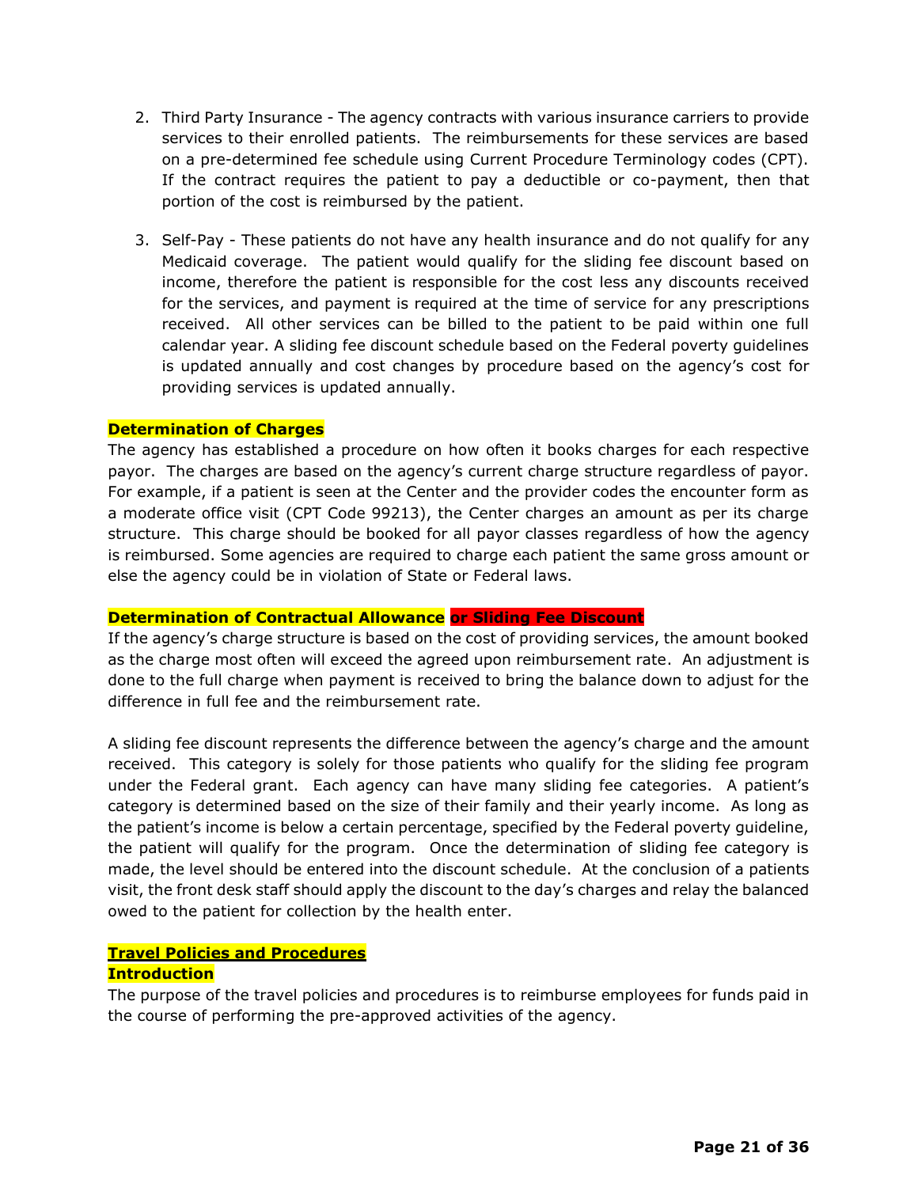2. Third Party Insurance - The agency contracts with various insurance carriers to provide services to their enrolled patients. The reimbursements for these services are based on a pre-determined fee schedule using Current Procedure Terminology codes (CPT). If the contract requires the patient to pay a deductible or co-payment, then that portion of the cost is reimbursed by the patient.

3. Self-Pay - These patients do not have any health insurance and do not qualify for any Medicaid coverage. The patient would qualify for the sliding fee discount based on income, therefore the patient is responsible for the cost less any discounts received for the services, and payment is required at the time of service for any prescriptions received. All other services can be billed to the patient to be paid within one full calendar year. A sliding fee discount schedule based on the Federal poverty guidelines is updated annually and cost changes by procedure based on the agency's cost for providing services is updated annually.

**Determination of Charges**

The agency has established a procedure on how often it books charges for each respective payor. The charges are based on the agency's current charge structure regardless of payor. For example, if a patient is seen at the Center and the provider codes the encounter form as a moderate office visit (CPT Code 99213), the Center charges an amount as per its charge structure. This charge should be booked for all payor classes regardless of how the agency is reimbursed. Some agencies are required to charge each patient the same gross amount or else the agency could be in violation of State or Federal laws.

**Determination of Contractual Allowance or Sliding Fee Discount**

If the agency's charge structure is based on the cost of providing services, the amount booked as the charge most often will exceed the agreed upon reimbursement rate. An adjustment is done to the full charge when payment is received to bring the balance down to adjust for the difference in full fee and the reimbursement rate.

A sliding fee discount represents the difference between the agency's charge and the amount received. This category is solely for those patients who qualify for the sliding fee program under the Federal grant. Each agency can have many sliding fee categories. A patient's category is determined based on the size of their family and their yearly income. As long as the patient's income is below a certain percentage, specified by the Federal poverty guideline, the patient will qualify for the program. Once the determination of sliding fee category is made, the level should be entered into the discount schedule. At the conclusion of a patients visit, the front desk staff should apply the discount to the day's charges and relay the balanced owed to the patient for collection by the health enter.

**Travel Policies and Procedures**

**Introduction**

The purpose of the travel policies and procedures is to reimburse employees for funds paid in the course of performing the pre-approved activities of the agency.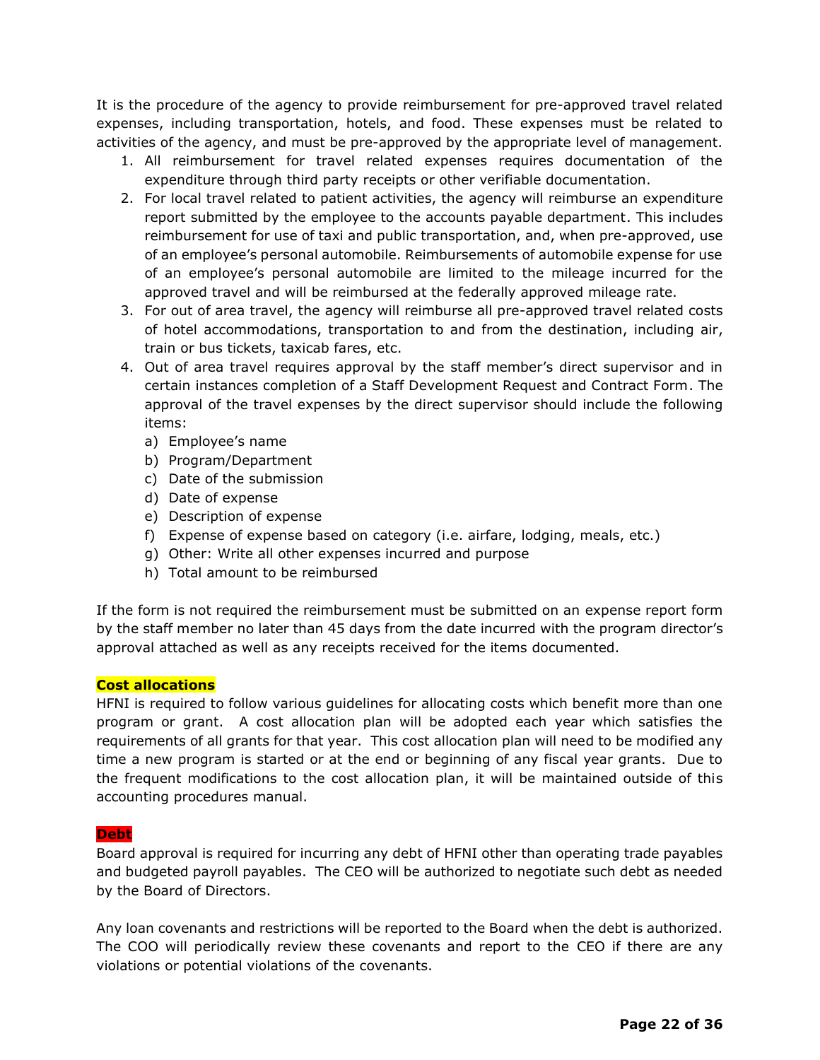It is the procedure of the agency to provide reimbursement for pre-approved travel related expenses, including transportation, hotels, and food. These expenses must be related to activities of the agency, and must be pre-approved by the appropriate level of management.

1. All reimbursement for travel related expenses requires documentation of the expenditure through third party receipts or other verifiable documentation.
2. For local travel related to patient activities, the agency will reimburse an expenditure report submitted by the employee to the accounts payable department. This includes reimbursement for use of taxi and public transportation, and, when pre-approved, use of an employee's personal automobile. Reimbursements of automobile expense for use of an employee's personal automobile are limited to the mileage incurred for the approved travel and will be reimbursed at the federally approved mileage rate.
3. For out of area travel, the agency will reimburse all pre-approved travel related costs of hotel accommodations, transportation to and from the destination, including air, train or bus tickets, taxicab fares, etc.
4. Out of area travel requires approval by the staff member's direct supervisor and in certain instances completion of a Staff Development Request and Contract Form. The approval of the travel expenses by the direct supervisor should include the following items:
   a) Employee's name
   b) Program/Department
   c) Date of the submission
   d) Date of expense
   e) Description of expense
   f) Expense of expense based on category (i.e. airfare, lodging, meals, etc.)
   g) Other: Write all other expenses incurred and purpose
   h) Total amount to be reimbursed

If the form is not required the reimbursement must be submitted on an expense report form by the staff member no later than 45 days from the date incurred with the program director's approval attached as well as any receipts received for the items documented.

**Cost allocations**

HFNI is required to follow various guidelines for allocating costs which benefit more than one program or grant. A cost allocation plan will be adopted each year which satisfies the requirements of all grants for that year. This cost allocation plan will need to be modified any time a new program is started or at the end or beginning of any fiscal year grants. Due to the frequent modifications to the cost allocation plan, it will be maintained outside of this accounting procedures manual.

**Debt**

Board approval is required for incurring any debt of HFNI other than operating trade payables and budgeted payroll payables. The CEO will be authorized to negotiate such debt as needed by the Board of Directors.

Any loan covenants and restrictions will be reported to the Board when the debt is authorized. The COO will periodically review these covenants and report to the CEO if there are any violations or potential violations of the covenants.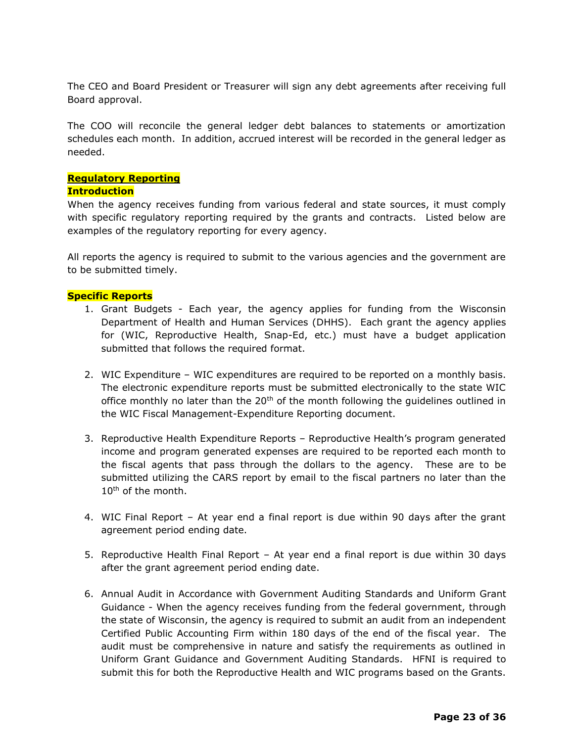The CEO and Board President or Treasurer will sign any debt agreements after receiving full Board approval.

The COO will reconcile the general ledger debt balances to statements or amortization schedules each month. In addition, accrued interest will be recorded in the general ledger as needed.

## Regulatory Reporting

### Introduction

When the agency receives funding from various federal and state sources, it must comply with specific regulatory reporting required by the grants and contracts. Listed below are examples of the regulatory reporting for every agency.

All reports the agency is required to submit to the various agencies and the government are to be submitted timely.

### Specific Reports

1. Grant Budgets - Each year, the agency applies for funding from the Wisconsin Department of Health and Human Services (DHHS). Each grant the agency applies for (WIC, Reproductive Health, Snap-Ed, etc.) must have a budget application submitted that follows the required format.

2. WIC Expenditure – WIC expenditures are required to be reported on a monthly basis. The electronic expenditure reports must be submitted electronically to the state WIC office monthly no later than the 20th of the month following the guidelines outlined in the WIC Fiscal Management-Expenditure Reporting document.

3. Reproductive Health Expenditure Reports – Reproductive Health's program generated income and program generated expenses are required to be reported each month to the fiscal agents that pass through the dollars to the agency. These are to be submitted utilizing the CARS report by email to the fiscal partners no later than the 10th of the month.

4. WIC Final Report – At year end a final report is due within 90 days after the grant agreement period ending date.

5. Reproductive Health Final Report – At year end a final report is due within 30 days after the grant agreement period ending date.

6. Annual Audit in Accordance with Government Auditing Standards and Uniform Grant Guidance - When the agency receives funding from the federal government, through the state of Wisconsin, the agency is required to submit an audit from an independent Certified Public Accounting Firm within 180 days of the end of the fiscal year. The audit must be comprehensive in nature and satisfy the requirements as outlined in Uniform Grant Guidance and Government Auditing Standards. HFNI is required to submit this for both the Reproductive Health and WIC programs based on the Grants.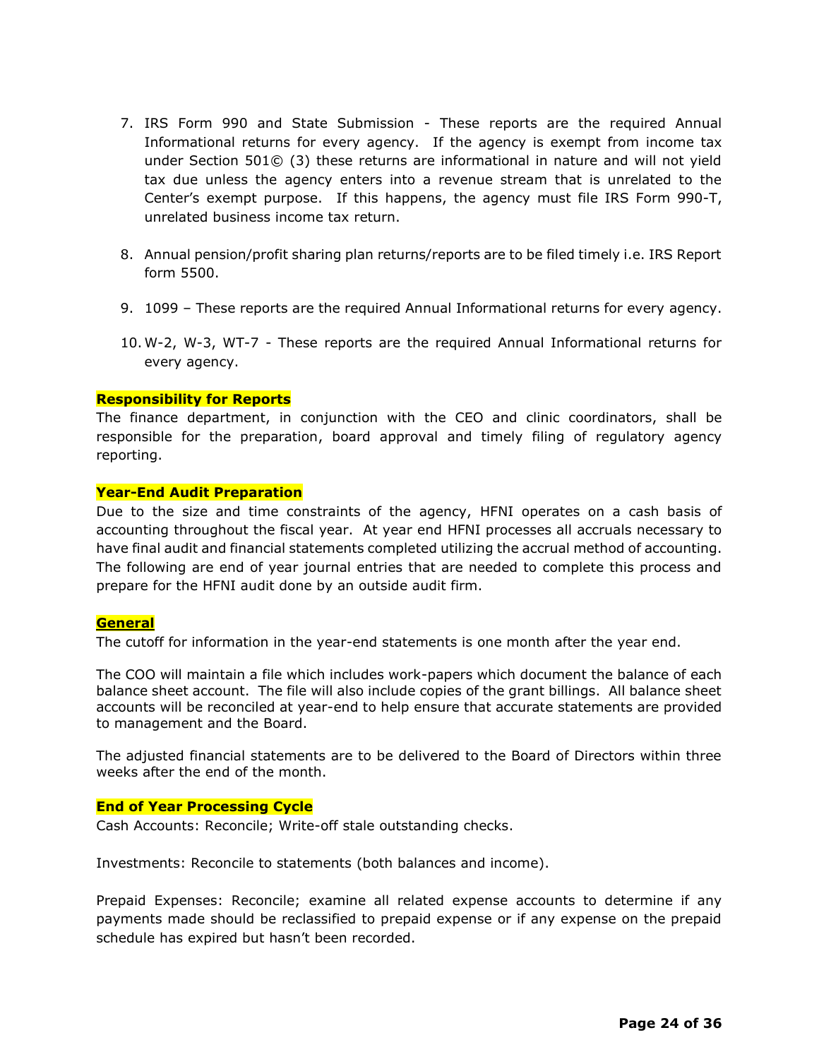7. IRS Form 990 and State Submission - These reports are the required Annual Informational returns for every agency. If the agency is exempt from income tax under Section 501© (3) these returns are informational in nature and will not yield tax due unless the agency enters into a revenue stream that is unrelated to the Center's exempt purpose. If this happens, the agency must file IRS Form 990-T, unrelated business income tax return.

8. Annual pension/profit sharing plan returns/reports are to be filed timely i.e. IRS Report form 5500.

9. 1099 – These reports are the required Annual Informational returns for every agency.

10. W-2, W-3, WT-7 - These reports are the required Annual Informational returns for every agency.

**Responsibility for Reports**

The finance department, in conjunction with the CEO and clinic coordinators, shall be responsible for the preparation, board approval and timely filing of regulatory agency reporting.

**Year-End Audit Preparation**

Due to the size and time constraints of the agency, HFNI operates on a cash basis of accounting throughout the fiscal year. At year end HFNI processes all accruals necessary to have final audit and financial statements completed utilizing the accrual method of accounting. The following are end of year journal entries that are needed to complete this process and prepare for the HFNI audit done by an outside audit firm.

**General**

The cutoff for information in the year-end statements is one month after the year end.

The COO will maintain a file which includes work-papers which document the balance of each balance sheet account. The file will also include copies of the grant billings. All balance sheet accounts will be reconciled at year-end to help ensure that accurate statements are provided to management and the Board.

The adjusted financial statements are to be delivered to the Board of Directors within three weeks after the end of the month.

**End of Year Processing Cycle**

Cash Accounts: Reconcile; Write-off stale outstanding checks.

Investments: Reconcile to statements (both balances and income).

Prepaid Expenses: Reconcile; examine all related expense accounts to determine if any payments made should be reclassified to prepaid expense or if any expense on the prepaid schedule has expired but hasn't been recorded.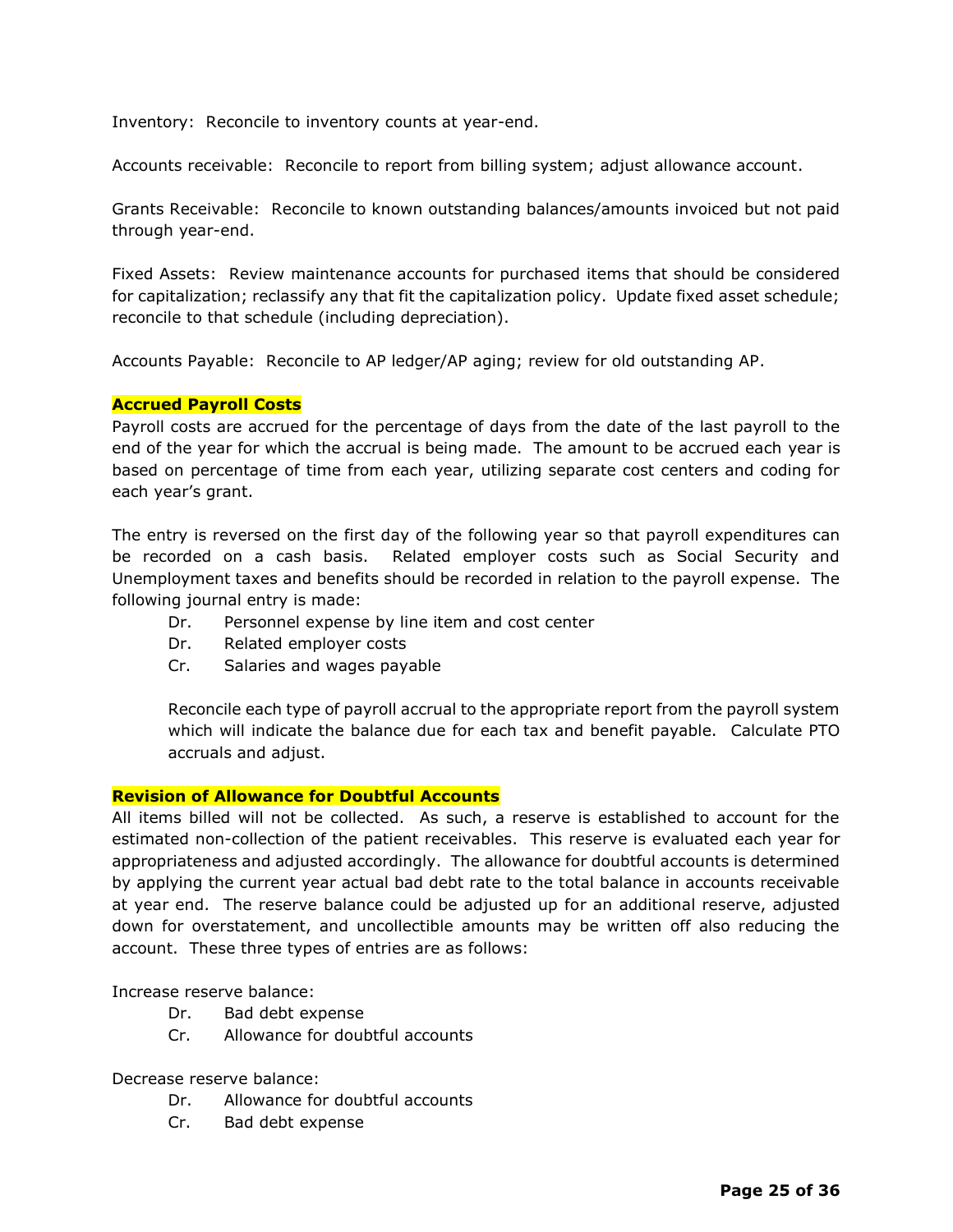Inventory: Reconcile to inventory counts at year-end.

Accounts receivable: Reconcile to report from billing system; adjust allowance account.

Grants Receivable: Reconcile to known outstanding balances/amounts invoiced but not paid through year-end.

Fixed Assets: Review maintenance accounts for purchased items that should be considered for capitalization; reclassify any that fit the capitalization policy. Update fixed asset schedule; reconcile to that schedule (including depreciation).

Accounts Payable: Reconcile to AP ledger/AP aging; review for old outstanding AP.

**Accrued Payroll Costs**

Payroll costs are accrued for the percentage of days from the date of the last payroll to the end of the year for which the accrual is being made. The amount to be accrued each year is based on percentage of time from each year, utilizing separate cost centers and coding for each year's grant.

The entry is reversed on the first day of the following year so that payroll expenditures can be recorded on a cash basis. Related employer costs such as Social Security and Unemployment taxes and benefits should be recorded in relation to the payroll expense. The following journal entry is made:

Dr. Personnel expense by line item and cost center
Dr. Related employer costs
Cr. Salaries and wages payable

Reconcile each type of payroll accrual to the appropriate report from the payroll system which will indicate the balance due for each tax and benefit payable. Calculate PTO accruals and adjust.

**Revision of Allowance for Doubtful Accounts**

All items billed will not be collected. As such, a reserve is established to account for the estimated non-collection of the patient receivables. This reserve is evaluated each year for appropriateness and adjusted accordingly. The allowance for doubtful accounts is determined by applying the current year actual bad debt rate to the total balance in accounts receivable at year end. The reserve balance could be adjusted up for an additional reserve, adjusted down for overstatement, and uncollectible amounts may be written off also reducing the account. These three types of entries are as follows:

Increase reserve balance:

Dr. Bad debt expense
Cr. Allowance for doubtful accounts

Decrease reserve balance:

Dr. Allowance for doubtful accounts
Cr. Bad debt expense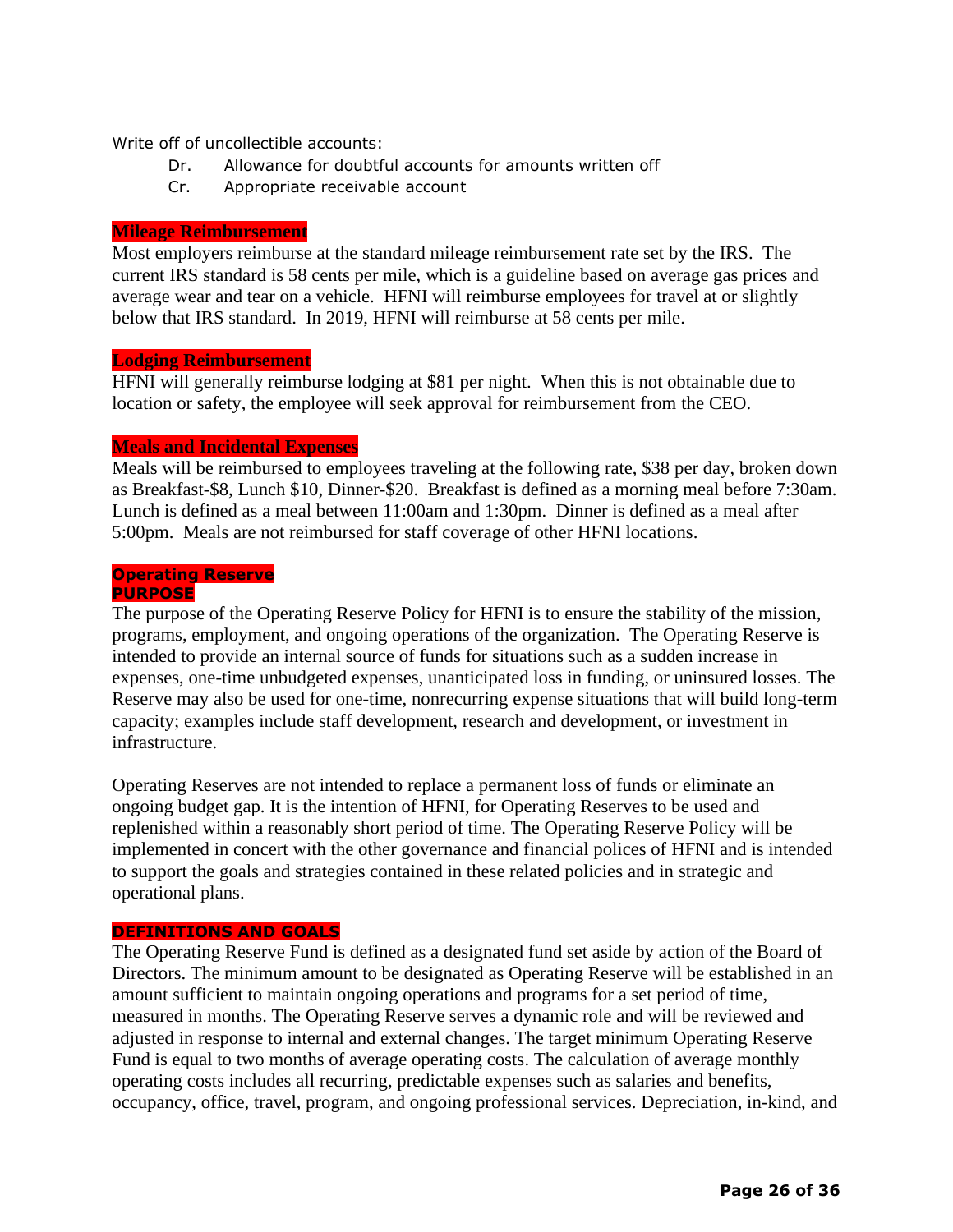Write off of uncollectible accounts:

- Dr. Allowance for doubtful accounts for amounts written off
- Cr. Appropriate receivable account

### Mileage Reimbursement

Most employers reimburse at the standard mileage reimbursement rate set by the IRS. The current IRS standard is 58 cents per mile, which is a guideline based on average gas prices and average wear and tear on a vehicle. HFNI will reimburse employees for travel at or slightly below that IRS standard. In 2019, HFNI will reimburse at 58 cents per mile.

### Lodging Reimbursement

HFNI will generally reimburse lodging at $81 per night. When this is not obtainable due to location or safety, the employee will seek approval for reimbursement from the CEO.

### Meals and Incidental Expenses

Meals will be reimbursed to employees traveling at the following rate, $38 per day, broken down as Breakfast-$8, Lunch $10, Dinner-$20. Breakfast is defined as a morning meal before 7:30am. Lunch is defined as a meal between 11:00am and 1:30pm. Dinner is defined as a meal after 5:00pm. Meals are not reimbursed for staff coverage of other HFNI locations.

### Operating Reserve

#### PURPOSE

The purpose of the Operating Reserve Policy for HFNI is to ensure the stability of the mission, programs, employment, and ongoing operations of the organization. The Operating Reserve is intended to provide an internal source of funds for situations such as a sudden increase in expenses, one-time unbudgeted expenses, unanticipated loss in funding, or uninsured losses. The Reserve may also be used for one-time, nonrecurring expense situations that will build long-term capacity; examples include staff development, research and development, or investment in infrastructure.

Operating Reserves are not intended to replace a permanent loss of funds or eliminate an ongoing budget gap. It is the intention of HFNI, for Operating Reserves to be used and replenished within a reasonably short period of time. The Operating Reserve Policy will be implemented in concert with the other governance and financial polices of HFNI and is intended to support the goals and strategies contained in these related policies and in strategic and operational plans.

#### DEFINITIONS AND GOALS

The Operating Reserve Fund is defined as a designated fund set aside by action of the Board of Directors. The minimum amount to be designated as Operating Reserve will be established in an amount sufficient to maintain ongoing operations and programs for a set period of time, measured in months. The Operating Reserve serves a dynamic role and will be reviewed and adjusted in response to internal and external changes. The target minimum Operating Reserve Fund is equal to two months of average operating costs. The calculation of average monthly operating costs includes all recurring, predictable expenses such as salaries and benefits, occupancy, office, travel, program, and ongoing professional services. Depreciation, in-kind, and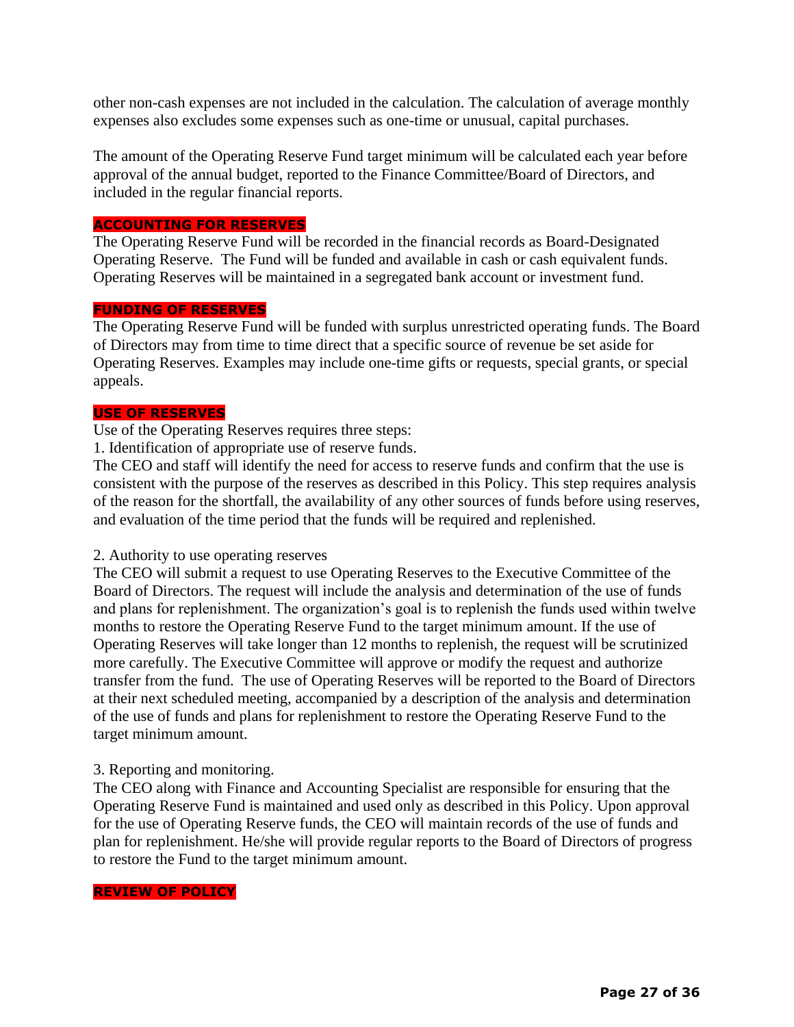other non-cash expenses are not included in the calculation. The calculation of average monthly expenses also excludes some expenses such as one-time or unusual, capital purchases.

The amount of the Operating Reserve Fund target minimum will be calculated each year before approval of the annual budget, reported to the Finance Committee/Board of Directors, and included in the regular financial reports.

## ACCOUNTING FOR RESERVES

The Operating Reserve Fund will be recorded in the financial records as Board-Designated Operating Reserve. The Fund will be funded and available in cash or cash equivalent funds. Operating Reserves will be maintained in a segregated bank account or investment fund.

## FUNDING OF RESERVES

The Operating Reserve Fund will be funded with surplus unrestricted operating funds. The Board of Directors may from time to time direct that a specific source of revenue be set aside for Operating Reserves. Examples may include one-time gifts or requests, special grants, or special appeals.

## USE OF RESERVES

Use of the Operating Reserves requires three steps:

1. Identification of appropriate use of reserve funds.

The CEO and staff will identify the need for access to reserve funds and confirm that the use is consistent with the purpose of the reserves as described in this Policy. This step requires analysis of the reason for the shortfall, the availability of any other sources of funds before using reserves, and evaluation of the time period that the funds will be required and replenished.

2. Authority to use operating reserves

The CEO will submit a request to use Operating Reserves to the Executive Committee of the Board of Directors. The request will include the analysis and determination of the use of funds and plans for replenishment. The organization's goal is to replenish the funds used within twelve months to restore the Operating Reserve Fund to the target minimum amount. If the use of Operating Reserves will take longer than 12 months to replenish, the request will be scrutinized more carefully. The Executive Committee will approve or modify the request and authorize transfer from the fund. The use of Operating Reserves will be reported to the Board of Directors at their next scheduled meeting, accompanied by a description of the analysis and determination of the use of funds and plans for replenishment to restore the Operating Reserve Fund to the target minimum amount.

3. Reporting and monitoring.

The CEO along with Finance and Accounting Specialist are responsible for ensuring that the Operating Reserve Fund is maintained and used only as described in this Policy. Upon approval for the use of Operating Reserve funds, the CEO will maintain records of the use of funds and plan for replenishment. He/she will provide regular reports to the Board of Directors of progress to restore the Fund to the target minimum amount.

## REVIEW OF POLICY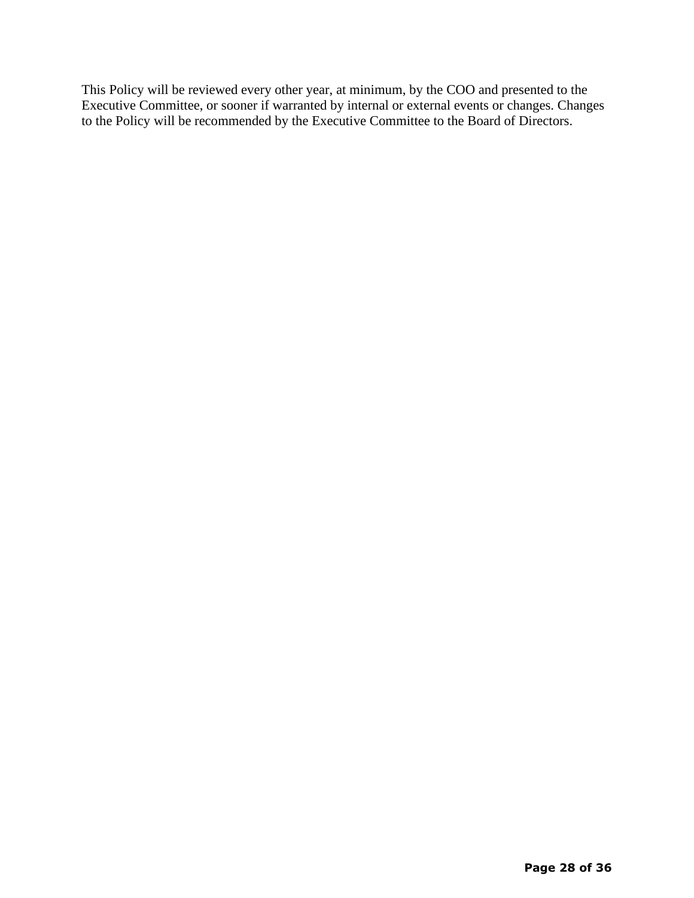This Policy will be reviewed every other year, at minimum, by the COO and presented to the Executive Committee, or sooner if warranted by internal or external events or changes. Changes to the Policy will be recommended by the Executive Committee to the Board of Directors.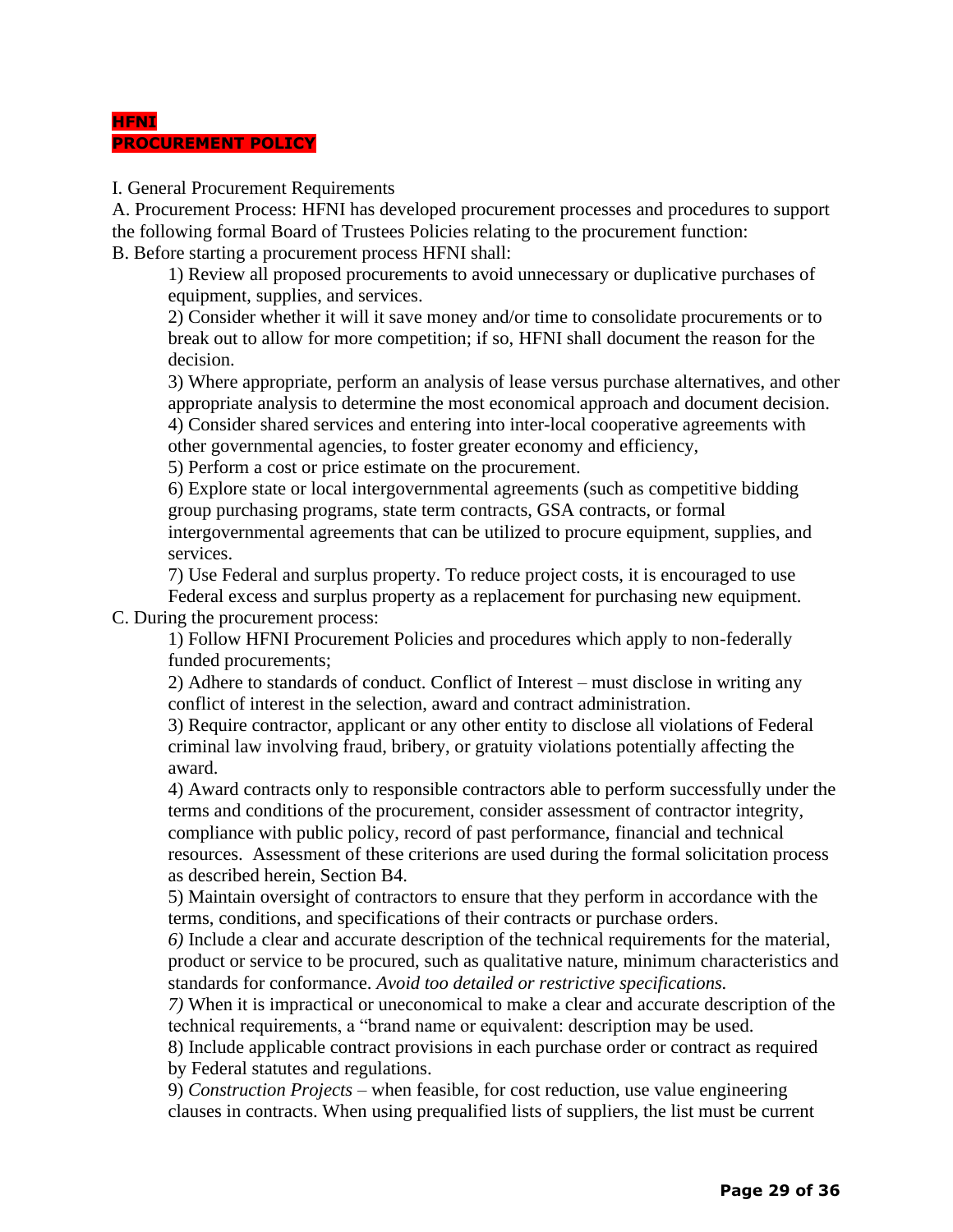**HFNI**
**PROCUREMENT POLICY**

I. General Procurement Requirements

A. Procurement Process: HFNI has developed procurement processes and procedures to support the following formal Board of Trustees Policies relating to the procurement function:

B. Before starting a procurement process HFNI shall:

1) Review all proposed procurements to avoid unnecessary or duplicative purchases of equipment, supplies, and services.
2) Consider whether it will it save money and/or time to consolidate procurements or to break out to allow for more competition; if so, HFNI shall document the reason for the decision.
3) Where appropriate, perform an analysis of lease versus purchase alternatives, and other appropriate analysis to determine the most economical approach and document decision.
4) Consider shared services and entering into inter-local cooperative agreements with other governmental agencies, to foster greater economy and efficiency,
5) Perform a cost or price estimate on the procurement.
6) Explore state or local intergovernmental agreements (such as competitive bidding group purchasing programs, state term contracts, GSA contracts, or formal intergovernmental agreements that can be utilized to procure equipment, supplies, and services.
7) Use Federal and surplus property. To reduce project costs, it is encouraged to use Federal excess and surplus property as a replacement for purchasing new equipment.

C. During the procurement process:

1) Follow HFNI Procurement Policies and procedures which apply to non-federally funded procurements;
2) Adhere to standards of conduct. Conflict of Interest – must disclose in writing any conflict of interest in the selection, award and contract administration.
3) Require contractor, applicant or any other entity to disclose all violations of Federal criminal law involving fraud, bribery, or gratuity violations potentially affecting the award.
4) Award contracts only to responsible contractors able to perform successfully under the terms and conditions of the procurement, consider assessment of contractor integrity, compliance with public policy, record of past performance, financial and technical resources. Assessment of these criterions are used during the formal solicitation process as described herein, Section B4.
5) Maintain oversight of contractors to ensure that they perform in accordance with the terms, conditions, and specifications of their contracts or purchase orders.
*6)* Include a clear and accurate description of the technical requirements for the material, product or service to be procured, such as qualitative nature, minimum characteristics and standards for conformance. *Avoid too detailed or restrictive specifications.*
*7)* When it is impractical or uneconomical to make a clear and accurate description of the technical requirements, a "brand name or equivalent: description may be used.
8) Include applicable contract provisions in each purchase order or contract as required by Federal statutes and regulations.
9) *Construction Projects* – when feasible, for cost reduction, use value engineering clauses in contracts. When using prequalified lists of suppliers, the list must be current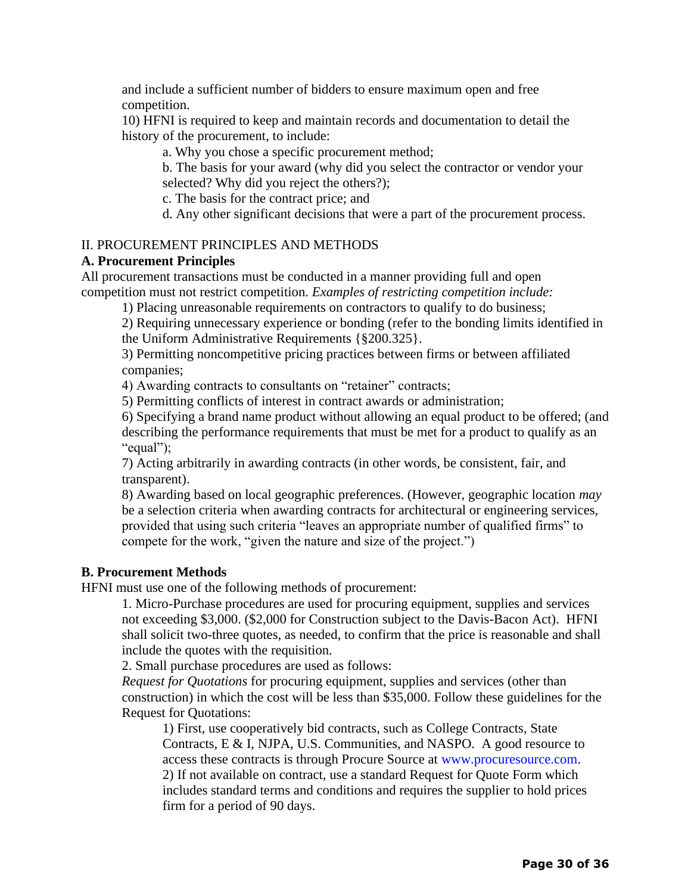and include a sufficient number of bidders to ensure maximum open and free competition.

10) HFNI is required to keep and maintain records and documentation to detail the history of the procurement, to include:

a. Why you chose a specific procurement method;

b. The basis for your award (why did you select the contractor or vendor your selected? Why did you reject the others?);

c. The basis for the contract price; and

d. Any other significant decisions that were a part of the procurement process.

II. PROCUREMENT PRINCIPLES AND METHODS

**A. Procurement Principles**

All procurement transactions must be conducted in a manner providing full and open competition must not restrict competition. *Examples of restricting competition include:*

1) Placing unreasonable requirements on contractors to qualify to do business;

2) Requiring unnecessary experience or bonding (refer to the bonding limits identified in the Uniform Administrative Requirements {§200.325}.

3) Permitting noncompetitive pricing practices between firms or between affiliated companies;

4) Awarding contracts to consultants on "retainer" contracts;

5) Permitting conflicts of interest in contract awards or administration;

6) Specifying a brand name product without allowing an equal product to be offered; (and describing the performance requirements that must be met for a product to qualify as an "equal");

7) Acting arbitrarily in awarding contracts (in other words, be consistent, fair, and transparent).

8) Awarding based on local geographic preferences. (However, geographic location *may* be a selection criteria when awarding contracts for architectural or engineering services, provided that using such criteria "leaves an appropriate number of qualified firms" to compete for the work, "given the nature and size of the project.")

**B. Procurement Methods**

HFNI must use one of the following methods of procurement:

1. Micro-Purchase procedures are used for procuring equipment, supplies and services not exceeding $3,000. ($2,000 for Construction subject to the Davis-Bacon Act). HFNI shall solicit two-three quotes, as needed, to confirm that the price is reasonable and shall include the quotes with the requisition.

2. Small purchase procedures are used as follows:

*Request for Quotations* for procuring equipment, supplies and services (other than construction) in which the cost will be less than $35,000. Follow these guidelines for the Request for Quotations:

1) First, use cooperatively bid contracts, such as College Contracts, State Contracts, E & I, NJPA, U.S. Communities, and NASPO. A good resource to access these contracts is through Procure Source at www.procuresource.com.

2) If not available on contract, use a standard Request for Quote Form which includes standard terms and conditions and requires the supplier to hold prices firm for a period of 90 days.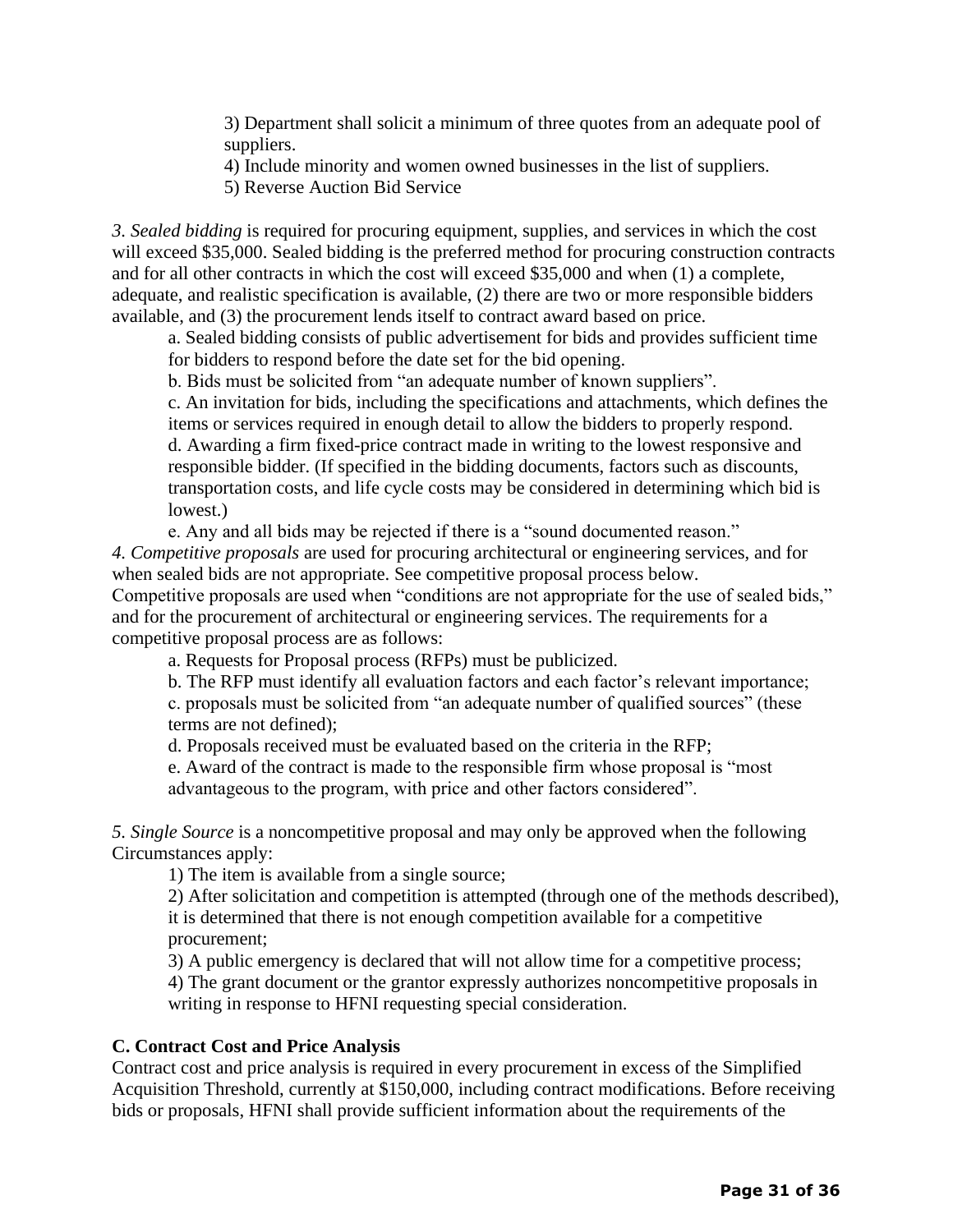3) Department shall solicit a minimum of three quotes from an adequate pool of suppliers.
4) Include minority and women owned businesses in the list of suppliers.
5) Reverse Auction Bid Service

*3. Sealed bidding* is required for procuring equipment, supplies, and services in which the cost will exceed $35,000. Sealed bidding is the preferred method for procuring construction contracts and for all other contracts in which the cost will exceed $35,000 and when (1) a complete, adequate, and realistic specification is available, (2) there are two or more responsible bidders available, and (3) the procurement lends itself to contract award based on price.

a. Sealed bidding consists of public advertisement for bids and provides sufficient time for bidders to respond before the date set for the bid opening.
b. Bids must be solicited from "an adequate number of known suppliers".
c. An invitation for bids, including the specifications and attachments, which defines the items or services required in enough detail to allow the bidders to properly respond.
d. Awarding a firm fixed-price contract made in writing to the lowest responsive and responsible bidder. (If specified in the bidding documents, factors such as discounts, transportation costs, and life cycle costs may be considered in determining which bid is lowest.)
e. Any and all bids may be rejected if there is a "sound documented reason."

*4. Competitive proposals* are used for procuring architectural or engineering services, and for when sealed bids are not appropriate. See competitive proposal process below.
Competitive proposals are used when "conditions are not appropriate for the use of sealed bids," and for the procurement of architectural or engineering services. The requirements for a competitive proposal process are as follows:

a. Requests for Proposal process (RFPs) must be publicized.
b. The RFP must identify all evaluation factors and each factor's relevant importance;
c. proposals must be solicited from "an adequate number of qualified sources" (these terms are not defined);
d. Proposals received must be evaluated based on the criteria in the RFP;
e. Award of the contract is made to the responsible firm whose proposal is "most advantageous to the program, with price and other factors considered".

*5. Single Source* is a noncompetitive proposal and may only be approved when the following Circumstances apply:

1) The item is available from a single source;
2) After solicitation and competition is attempted (through one of the methods described), it is determined that there is not enough competition available for a competitive procurement;
3) A public emergency is declared that will not allow time for a competitive process;
4) The grant document or the grantor expressly authorizes noncompetitive proposals in writing in response to HFNI requesting special consideration.

**C. Contract Cost and Price Analysis**

Contract cost and price analysis is required in every procurement in excess of the Simplified Acquisition Threshold, currently at $150,000, including contract modifications. Before receiving bids or proposals, HFNI shall provide sufficient information about the requirements of the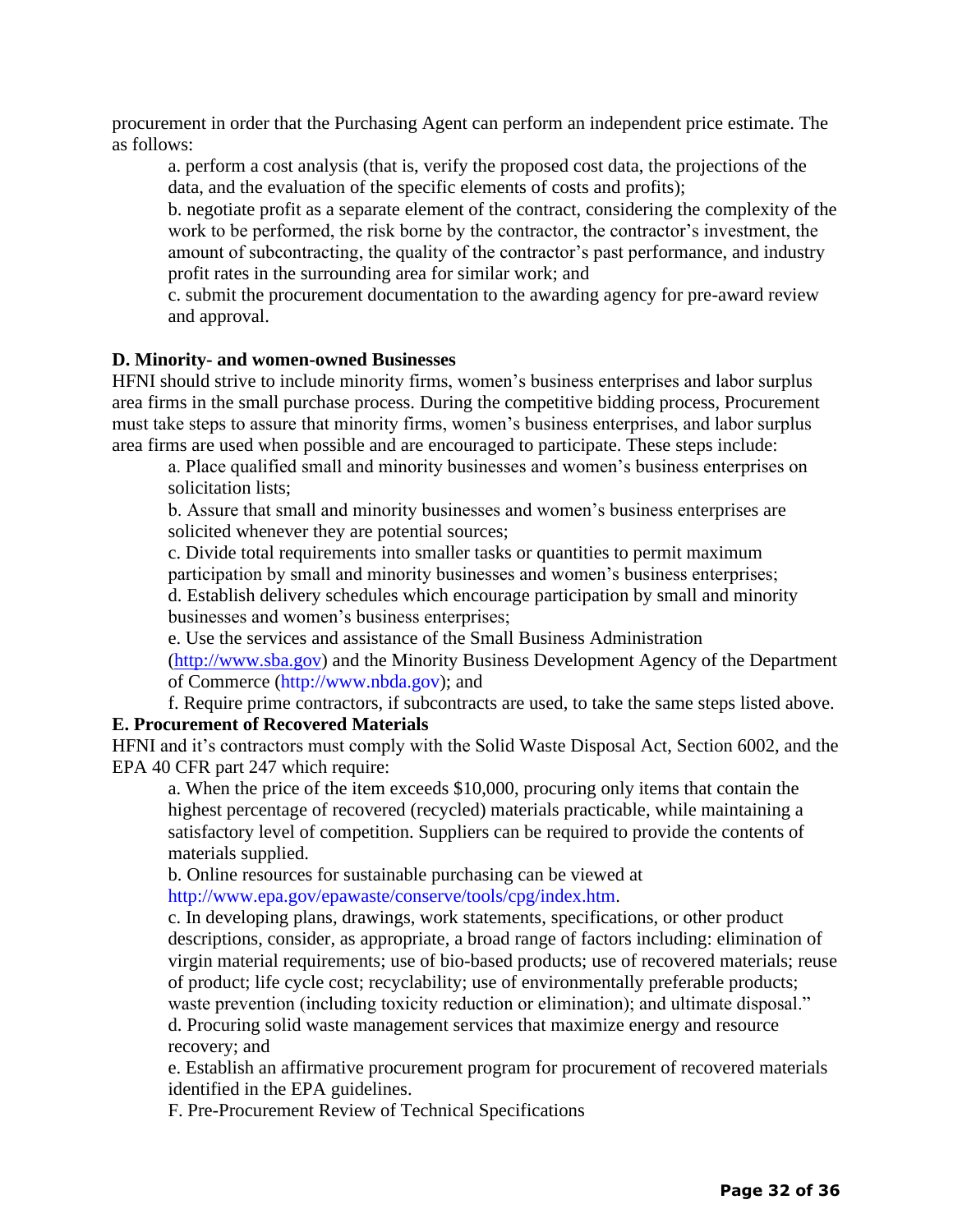procurement in order that the Purchasing Agent can perform an independent price estimate. The as follows:

a. perform a cost analysis (that is, verify the proposed cost data, the projections of the data, and the evaluation of the specific elements of costs and profits);

b. negotiate profit as a separate element of the contract, considering the complexity of the work to be performed, the risk borne by the contractor, the contractor's investment, the amount of subcontracting, the quality of the contractor's past performance, and industry profit rates in the surrounding area for similar work; and

c. submit the procurement documentation to the awarding agency for pre-award review and approval.

**D. Minority- and women-owned Businesses**

HFNI should strive to include minority firms, women's business enterprises and labor surplus area firms in the small purchase process. During the competitive bidding process, Procurement must take steps to assure that minority firms, women's business enterprises, and labor surplus area firms are used when possible and are encouraged to participate. These steps include:

a. Place qualified small and minority businesses and women's business enterprises on solicitation lists;

b. Assure that small and minority businesses and women's business enterprises are solicited whenever they are potential sources;

c. Divide total requirements into smaller tasks or quantities to permit maximum participation by small and minority businesses and women's business enterprises;

d. Establish delivery schedules which encourage participation by small and minority businesses and women's business enterprises;

e. Use the services and assistance of the Small Business Administration (http://www.sba.gov) and the Minority Business Development Agency of the Department of Commerce (http://www.nbda.gov); and

f. Require prime contractors, if subcontracts are used, to take the same steps listed above.

**E. Procurement of Recovered Materials**

HFNI and it's contractors must comply with the Solid Waste Disposal Act, Section 6002, and the EPA 40 CFR part 247 which require:

a. When the price of the item exceeds $10,000, procuring only items that contain the highest percentage of recovered (recycled) materials practicable, while maintaining a satisfactory level of competition. Suppliers can be required to provide the contents of materials supplied.

b. Online resources for sustainable purchasing can be viewed at http://www.epa.gov/epawaste/conserve/tools/cpg/index.htm.

c. In developing plans, drawings, work statements, specifications, or other product descriptions, consider, as appropriate, a broad range of factors including: elimination of virgin material requirements; use of bio-based products; use of recovered materials; reuse of product; life cycle cost; recyclability; use of environmentally preferable products; waste prevention (including toxicity reduction or elimination); and ultimate disposal."

d. Procuring solid waste management services that maximize energy and resource recovery; and

e. Establish an affirmative procurement program for procurement of recovered materials identified in the EPA guidelines.

F. Pre-Procurement Review of Technical Specifications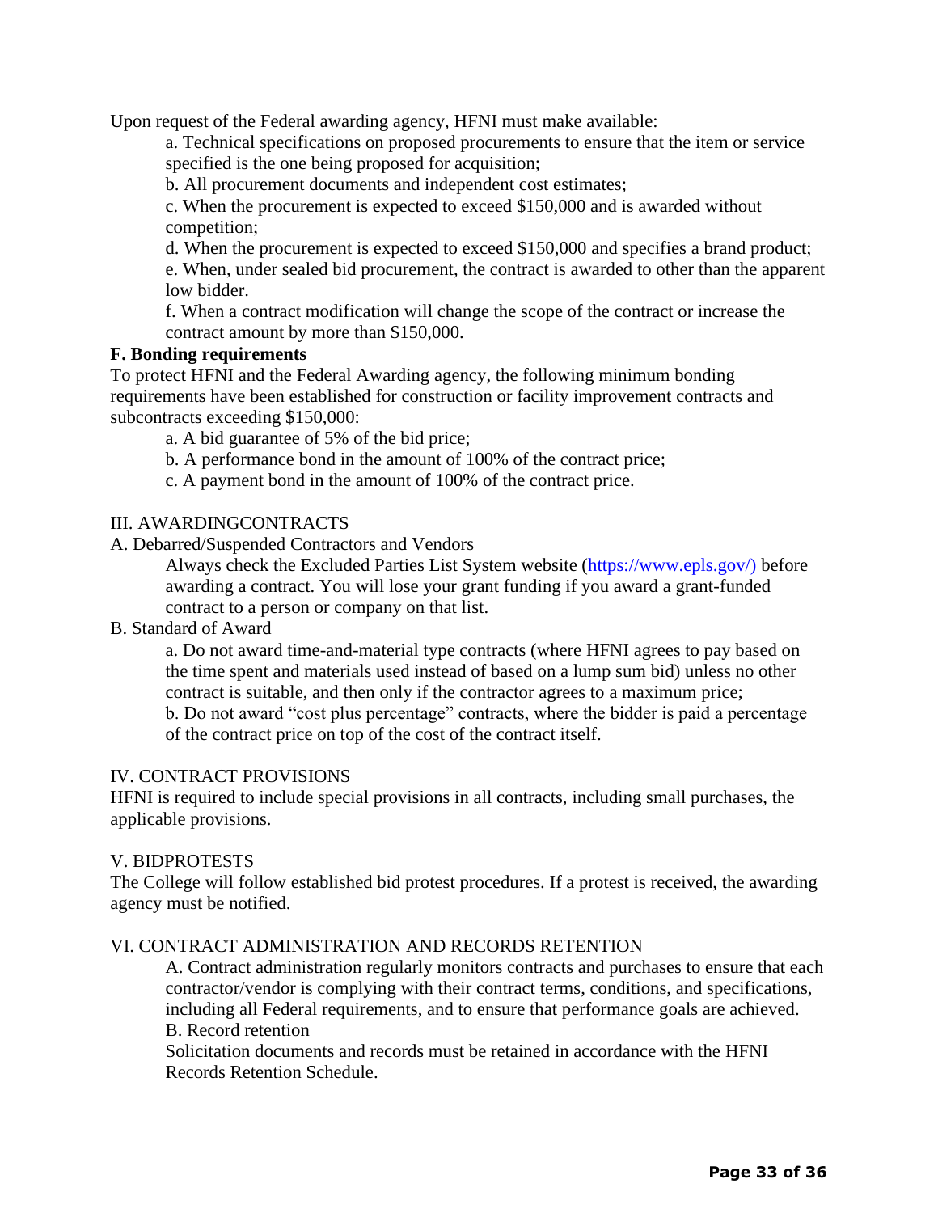Upon request of the Federal awarding agency, HFNI must make available:

a. Technical specifications on proposed procurements to ensure that the item or service specified is the one being proposed for acquisition;

b. All procurement documents and independent cost estimates;

c. When the procurement is expected to exceed $150,000 and is awarded without competition;

d. When the procurement is expected to exceed $150,000 and specifies a brand product;

e. When, under sealed bid procurement, the contract is awarded to other than the apparent low bidder.

f. When a contract modification will change the scope of the contract or increase the contract amount by more than $150,000.

**F. Bonding requirements**

To protect HFNI and the Federal Awarding agency, the following minimum bonding requirements have been established for construction or facility improvement contracts and subcontracts exceeding $150,000:

a. A bid guarantee of 5% of the bid price;

b. A performance bond in the amount of 100% of the contract price;

c. A payment bond in the amount of 100% of the contract price.

III. AWARDINGCONTRACTS

A. Debarred/Suspended Contractors and Vendors

Always check the Excluded Parties List System website (https://www.epls.gov/) before awarding a contract. You will lose your grant funding if you award a grant-funded contract to a person or company on that list.

B. Standard of Award

a. Do not award time-and-material type contracts (where HFNI agrees to pay based on the time spent and materials used instead of based on a lump sum bid) unless no other contract is suitable, and then only if the contractor agrees to a maximum price;

b. Do not award "cost plus percentage" contracts, where the bidder is paid a percentage of the contract price on top of the cost of the contract itself.

IV. CONTRACT PROVISIONS

HFNI is required to include special provisions in all contracts, including small purchases, the applicable provisions.

V. BIDPROTESTS

The College will follow established bid protest procedures. If a protest is received, the awarding agency must be notified.

VI. CONTRACT ADMINISTRATION AND RECORDS RETENTION

A. Contract administration regularly monitors contracts and purchases to ensure that each contractor/vendor is complying with their contract terms, conditions, and specifications, including all Federal requirements, and to ensure that performance goals are achieved.

B. Record retention

Solicitation documents and records must be retained in accordance with the HFNI Records Retention Schedule.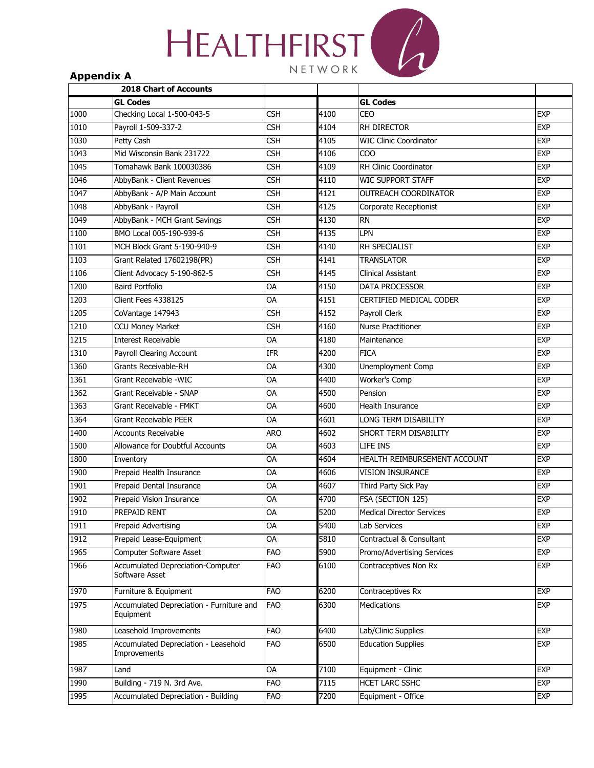HEALTHFIRST NETWORK

## Appendix A

| 2018 Chart of Accounts | | | | | |
|---|---|---|---|---|---|
| | **GL Codes** | | | **GL Codes** | |
| 1000 | Checking Local 1-500-043-5 | CSH | 4100 | CEO | EXP |
| 1010 | Payroll 1-509-337-2 | CSH | 4104 | RH DIRECTOR | EXP |
| 1030 | Petty Cash | CSH | 4105 | WIC Clinic Coordinator | EXP |
| 1043 | Mid Wisconsin Bank 231722 | CSH | 4106 | COO | EXP |
| 1045 | Tomahawk Bank 100030386 | CSH | 4109 | RH Clinic Coordinator | EXP |
| 1046 | AbbyBank - Client Revenues | CSH | 4110 | WIC SUPPORT STAFF | EXP |
| 1047 | AbbyBank - A/P Main Account | CSH | 4121 | OUTREACH COORDINATOR | EXP |
| 1048 | AbbyBank - Payroll | CSH | 4125 | Corporate Receptionist | EXP |
| 1049 | AbbyBank - MCH Grant Savings | CSH | 4130 | RN | EXP |
| 1100 | BMO Local 005-190-939-6 | CSH | 4135 | LPN | EXP |
| 1101 | MCH Block Grant 5-190-940-9 | CSH | 4140 | RH SPECIALIST | EXP |
| 1103 | Grant Related 17602198(PR) | CSH | 4141 | TRANSLATOR | EXP |
| 1106 | Client Advocacy 5-190-862-5 | CSH | 4145 | Clinical Assistant | EXP |
| 1200 | Baird Portfolio | OA | 4150 | DATA PROCESSOR | EXP |
| 1203 | Client Fees 4338125 | OA | 4151 | CERTIFIED MEDICAL CODER | EXP |
| 1205 | CoVantage 147943 | CSH | 4152 | Payroll Clerk | EXP |
| 1210 | CCU Money Market | CSH | 4160 | Nurse Practitioner | EXP |
| 1215 | Interest Receivable | OA | 4180 | Maintenance | EXP |
| 1310 | Payroll Clearing Account | IFR | 4200 | FICA | EXP |
| 1360 | Grants Receivable-RH | OA | 4300 | Unemployment Comp | EXP |
| 1361 | Grant Receivable -WIC | OA | 4400 | Worker's Comp | EXP |
| 1362 | Grant Receivable - SNAP | OA | 4500 | Pension | EXP |
| 1363 | Grant Receivable - FMKT | OA | 4600 | Health Insurance | EXP |
| 1364 | Grant Receivable PEER | OA | 4601 | LONG TERM DISABILITY | EXP |
| 1400 | Accounts Receivable | ARO | 4602 | SHORT TERM DISABILITY | EXP |
| 1500 | Allowance for Doubtful Accounts | OA | 4603 | LIFE INS | EXP |
| 1800 | Inventory | OA | 4604 | HEALTH REIMBURSEMENT ACCOUNT | EXP |
| 1900 | Prepaid Health Insurance | OA | 4606 | VISION INSURANCE | EXP |
| 1901 | Prepaid Dental Insurance | OA | 4607 | Third Party Sick Pay | EXP |
| 1902 | Prepaid Vision Insurance | OA | 4700 | FSA (SECTION 125) | EXP |
| 1910 | PREPAID RENT | OA | 5200 | Medical Director Services | EXP |
| 1911 | Prepaid Advertising | OA | 5400 | Lab Services | EXP |
| 1912 | Prepaid Lease-Equipment | OA | 5810 | Contractual & Consultant | EXP |
| 1965 | Computer Software Asset | FAO | 5900 | Promo/Advertising Services | EXP |
| 1966 | Accumulated Depreciation-Computer Software Asset | FAO | 6100 | Contraceptives Non Rx | EXP |
| 1970 | Furniture & Equipment | FAO | 6200 | Contraceptives Rx | EXP |
| 1975 | Accumulated Depreciation - Furniture and Equipment | FAO | 6300 | Medications | EXP |
| 1980 | Leasehold Improvements | FAO | 6400 | Lab/Clinic Supplies | EXP |
| 1985 | Accumulated Depreciation - Leasehold Improvements | FAO | 6500 | Education Supplies | EXP |
| 1987 | Land | OA | 7100 | Equipment - Clinic | EXP |
| 1990 | Building - 719 N. 3rd Ave. | FAO | 7115 | HCET LARC SSHC | EXP |
| 1995 | Accumulated Depreciation - Building | FAO | 7200 | Equipment - Office | EXP |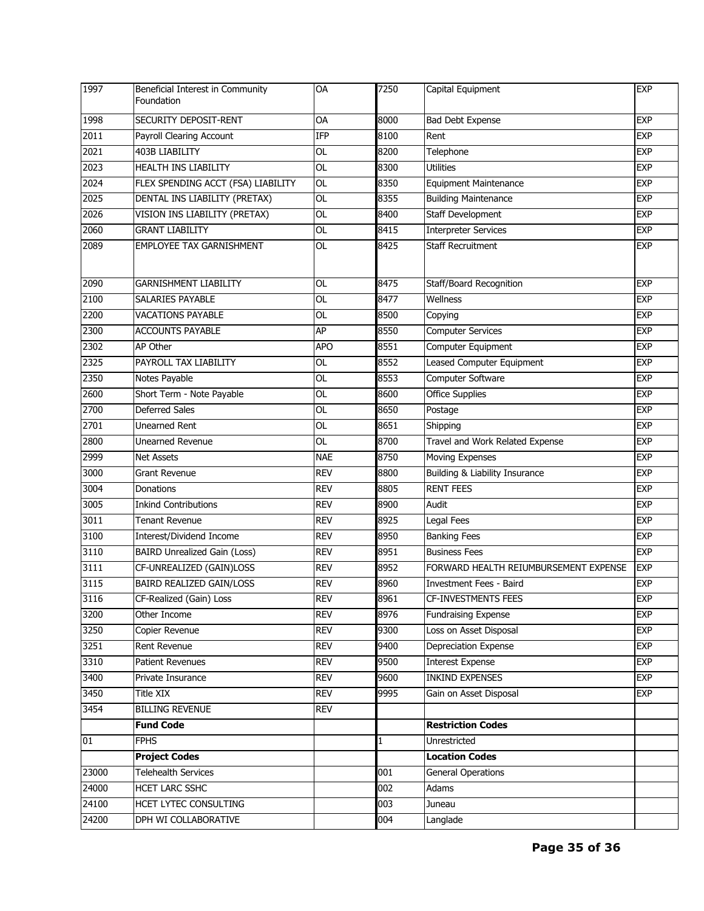| | | | | | |
|---|---|---|---|---|---|
| 1997 | Beneficial Interest in Community Foundation | OA | 7250 | Capital Equipment | EXP |
| 1998 | SECURITY DEPOSIT-RENT | OA | 8000 | Bad Debt Expense | EXP |
| 2011 | Payroll Clearing Account | IFP | 8100 | Rent | EXP |
| 2021 | 403B LIABILITY | OL | 8200 | Telephone | EXP |
| 2023 | HEALTH INS LIABILITY | OL | 8300 | Utilities | EXP |
| 2024 | FLEX SPENDING ACCT (FSA) LIABILITY | OL | 8350 | Equipment Maintenance | EXP |
| 2025 | DENTAL INS LIABILITY (PRETAX) | OL | 8355 | Building Maintenance | EXP |
| 2026 | VISION INS LIABILITY (PRETAX) | OL | 8400 | Staff Development | EXP |
| 2060 | GRANT LIABILITY | OL | 8415 | Interpreter Services | EXP |
| 2089 | EMPLOYEE TAX GARNISHMENT | OL | 8425 | Staff Recruitment | EXP |
| 2090 | GARNISHMENT LIABILITY | OL | 8475 | Staff/Board Recognition | EXP |
| 2100 | SALARIES PAYABLE | OL | 8477 | Wellness | EXP |
| 2200 | VACATIONS PAYABLE | OL | 8500 | Copying | EXP |
| 2300 | ACCOUNTS PAYABLE | AP | 8550 | Computer Services | EXP |
| 2302 | AP Other | APO | 8551 | Computer Equipment | EXP |
| 2325 | PAYROLL TAX LIABILITY | OL | 8552 | Leased Computer Equipment | EXP |
| 2350 | Notes Payable | OL | 8553 | Computer Software | EXP |
| 2600 | Short Term - Note Payable | OL | 8600 | Office Supplies | EXP |
| 2700 | Deferred Sales | OL | 8650 | Postage | EXP |
| 2701 | Unearned Rent | OL | 8651 | Shipping | EXP |
| 2800 | Unearned Revenue | OL | 8700 | Travel and Work Related Expense | EXP |
| 2999 | Net Assets | NAE | 8750 | Moving Expenses | EXP |
| 3000 | Grant Revenue | REV | 8800 | Building & Liability Insurance | EXP |
| 3004 | Donations | REV | 8805 | RENT FEES | EXP |
| 3005 | Inkind Contributions | REV | 8900 | Audit | EXP |
| 3011 | Tenant Revenue | REV | 8925 | Legal Fees | EXP |
| 3100 | Interest/Dividend Income | REV | 8950 | Banking Fees | EXP |
| 3110 | BAIRD Unrealized Gain (Loss) | REV | 8951 | Business Fees | EXP |
| 3111 | CF-UNREALIZED (GAIN)LOSS | REV | 8952 | FORWARD HEALTH REIUMBURSEMENT EXPENSE | EXP |
| 3115 | BAIRD REALIZED GAIN/LOSS | REV | 8960 | Investment Fees - Baird | EXP |
| 3116 | CF-Realized (Gain) Loss | REV | 8961 | CF-INVESTMENTS FEES | EXP |
| 3200 | Other Income | REV | 8976 | Fundraising Expense | EXP |
| 3250 | Copier Revenue | REV | 9300 | Loss on Asset Disposal | EXP |
| 3251 | Rent Revenue | REV | 9400 | Depreciation Expense | EXP |
| 3310 | Patient Revenues | REV | 9500 | Interest Expense | EXP |
| 3400 | Private Insurance | REV | 9600 | INKIND EXPENSES | EXP |
| 3450 | Title XIX | REV | 9995 | Gain on Asset Disposal | EXP |
| 3454 | BILLING REVENUE | REV | | | |
| | **Fund Code** | | | **Restriction Codes** | |
| 01 | FPHS | | 1 | Unrestricted | |
| | **Project Codes** | | | **Location Codes** | |
| 23000 | Telehealth Services | | 001 | General Operations | |
| 24000 | HCET LARC SSHC | | 002 | Adams | |
| 24100 | HCET LYTEC CONSULTING | | 003 | Juneau | |
| 24200 | DPH WI COLLABORATIVE | | 004 | Langlade | |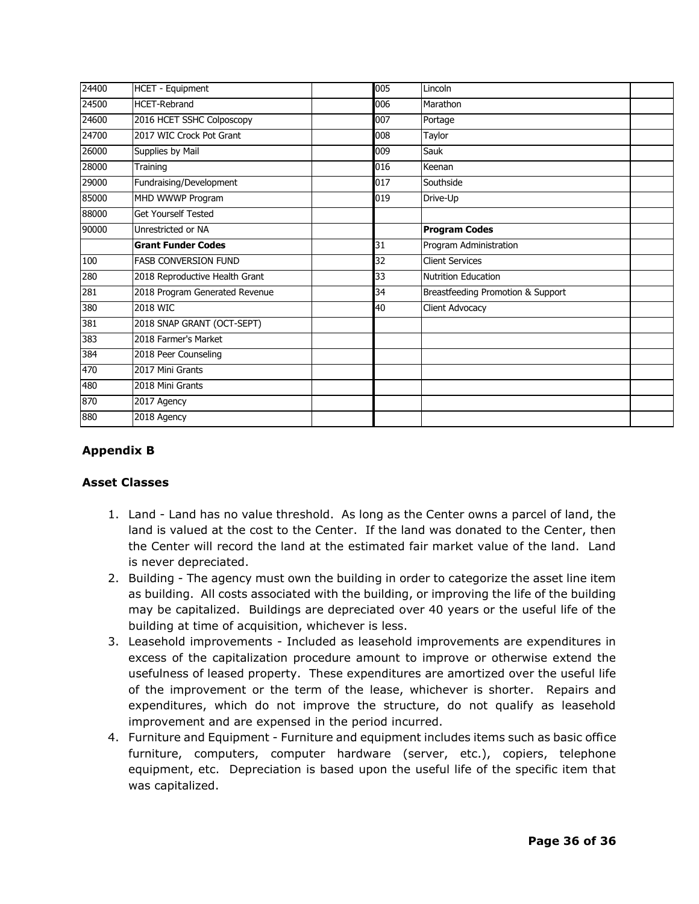| | | | | | |
|---|---|---|---|---|---|
| 24400 | HCET - Equipment | | 005 | Lincoln | |
| 24500 | HCET-Rebrand | | 006 | Marathon | |
| 24600 | 2016 HCET SSHC Colposcopy | | 007 | Portage | |
| 24700 | 2017 WIC Crock Pot Grant | | 008 | Taylor | |
| 26000 | Supplies by Mail | | 009 | Sauk | |
| 28000 | Training | | 016 | Keenan | |
| 29000 | Fundraising/Development | | 017 | Southside | |
| 85000 | MHD WWWP Program | | 019 | Drive-Up | |
| 88000 | Get Yourself Tested | | | | |
| 90000 | Unrestricted or NA | | | **Program Codes** | |
| | **Grant Funder Codes** | | 31 | Program Administration | |
| 100 | FASB CONVERSION FUND | | 32 | Client Services | |
| 280 | 2018 Reproductive Health Grant | | 33 | Nutrition Education | |
| 281 | 2018 Program Generated Revenue | | 34 | Breastfeeding Promotion & Support | |
| 380 | 2018 WIC | | 40 | Client Advocacy | |
| 381 | 2018 SNAP GRANT (OCT-SEPT) | | | | |
| 383 | 2018 Farmer's Market | | | | |
| 384 | 2018 Peer Counseling | | | | |
| 470 | 2017 Mini Grants | | | | |
| 480 | 2018 Mini Grants | | | | |
| 870 | 2017 Agency | | | | |
| 880 | 2018 Agency | | | | |

## Appendix B

### Asset Classes

1. Land - Land has no value threshold. As long as the Center owns a parcel of land, the land is valued at the cost to the Center. If the land was donated to the Center, then the Center will record the land at the estimated fair market value of the land. Land is never depreciated.
2. Building - The agency must own the building in order to categorize the asset line item as building. All costs associated with the building, or improving the life of the building may be capitalized. Buildings are depreciated over 40 years or the useful life of the building at time of acquisition, whichever is less.
3. Leasehold improvements - Included as leasehold improvements are expenditures in excess of the capitalization procedure amount to improve or otherwise extend the usefulness of leased property. These expenditures are amortized over the useful life of the improvement or the term of the lease, whichever is shorter. Repairs and expenditures, which do not improve the structure, do not qualify as leasehold improvement and are expensed in the period incurred.
4. Furniture and Equipment - Furniture and equipment includes items such as basic office furniture, computers, computer hardware (server, etc.), copiers, telephone equipment, etc. Depreciation is based upon the useful life of the specific item that was capitalized.